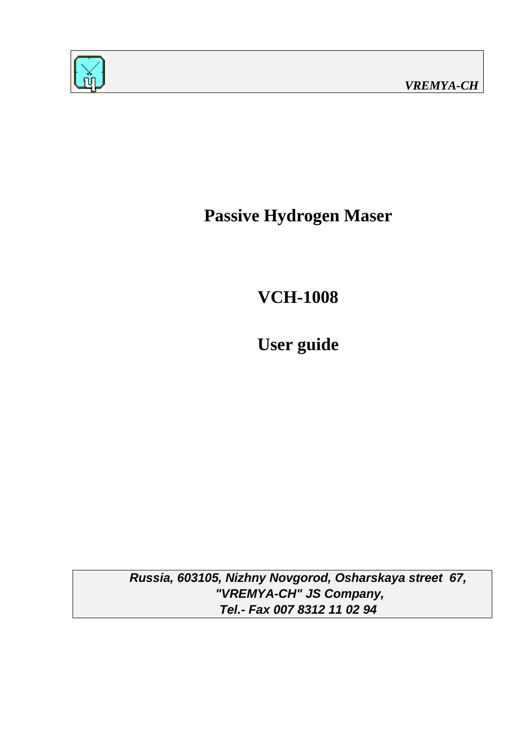*VREMYA-CH*

# Passive Hydrogen Maser

# VCH-1008

# User guide

***Russia, 603105, Nizhny Novgorod, Osharskaya street 67,***
***"VREMYA-CH" JS Company,***
***Tel.- Fax 007 8312 11 02 94***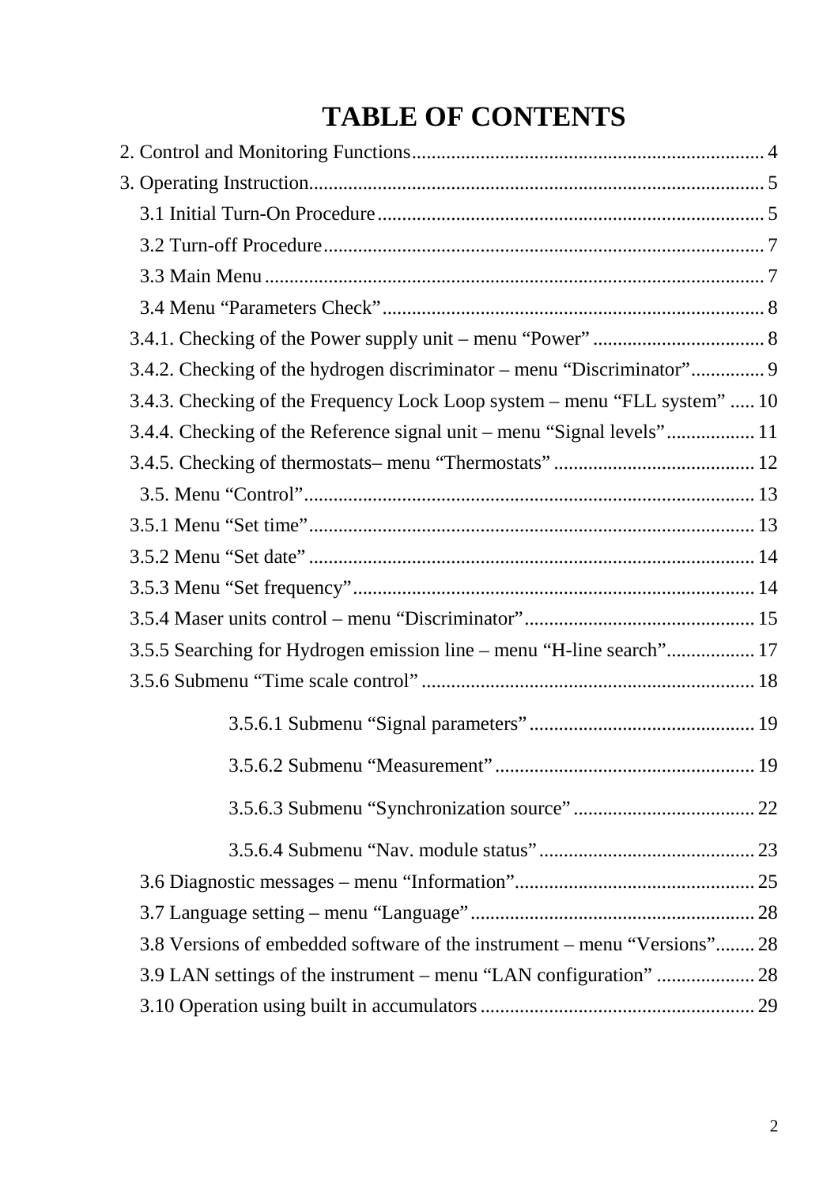# TABLE OF CONTENTS

2. Control and Monitoring Functions........................................................................ 4

3. Operating Instruction............................................................................................. 5

   3.1 Initial Turn-On Procedure............................................................................... 5

   3.2 Turn-off Procedure......................................................................................... 7

   3.3 Main Menu..................................................................................................... 7

   3.4 Menu “Parameters Check”.............................................................................. 8

   3.4.1. Checking of the Power supply unit – menu “Power”.................................. 8

   3.4.2. Checking of the hydrogen discriminator – menu “Discriminator”.............. 9

   3.4.3. Checking of the Frequency Lock Loop system – menu “FLL system” ..... 10

   3.4.4. Checking of the Reference signal unit – menu “Signal levels”................. 11

   3.4.5. Checking of thermostats– menu “Thermostats” ......................................... 12

   3.5. Menu “Control”............................................................................................ 13

   3.5.1 Menu “Set time”.......................................................................................... 13

   3.5.2 Menu “Set date” .......................................................................................... 14

   3.5.3 Menu “Set frequency”.................................................................................. 14

   3.5.4 Maser units control – menu “Discriminator”............................................... 15

   3.5.5 Searching for Hydrogen emission line – menu “H-line search”.................. 17

   3.5.6 Submenu “Time scale control” .................................................................... 18

      3.5.6.1 Submenu “Signal parameters” .............................................. 19

      3.5.6.2 Submenu “Measurement” ..................................................... 19

      3.5.6.3 Submenu “Synchronization source” ..................................... 22

      3.5.6.4 Submenu “Nav. module status” ............................................ 23

   3.6 Diagnostic messages – menu “Information”................................................. 25

   3.7 Language setting – menu “Language”.......................................................... 28

   3.8 Versions of embedded software of the instrument – menu “Versions”........ 28

   3.9 LAN settings of the instrument – menu “LAN configuration” .................... 28

   3.10 Operation using built in accumulators........................................................ 29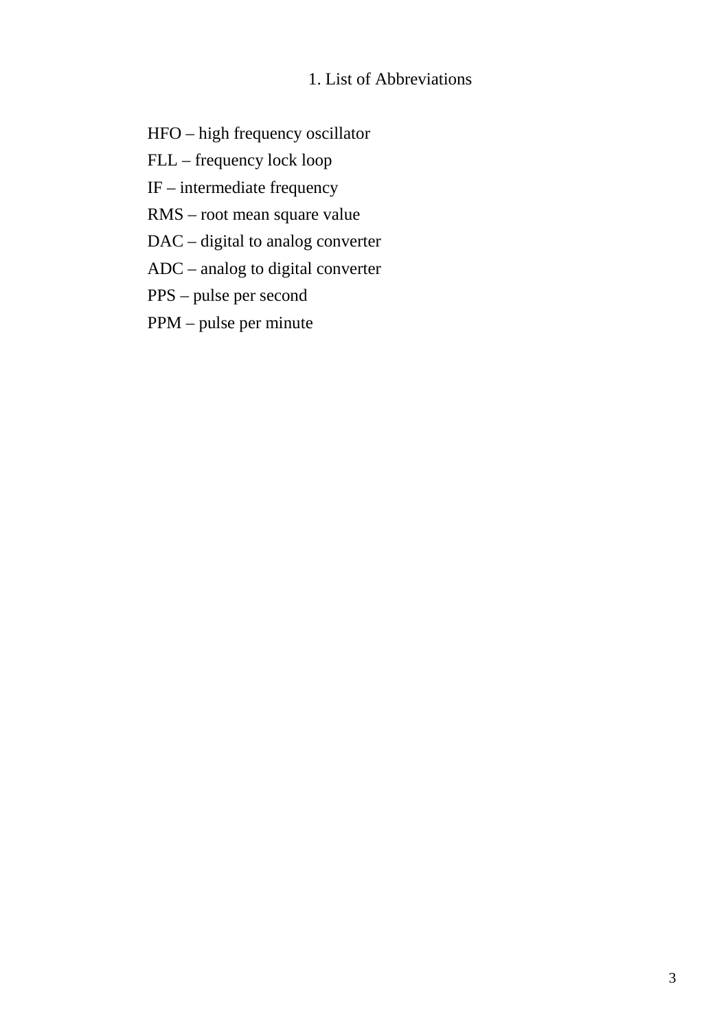# 1. List of Abbreviations

HFO – high frequency oscillator

FLL – frequency lock loop

IF – intermediate frequency

RMS – root mean square value

DAC – digital to analog converter

ADC – analog to digital converter

PPS – pulse per second

PPM – pulse per minute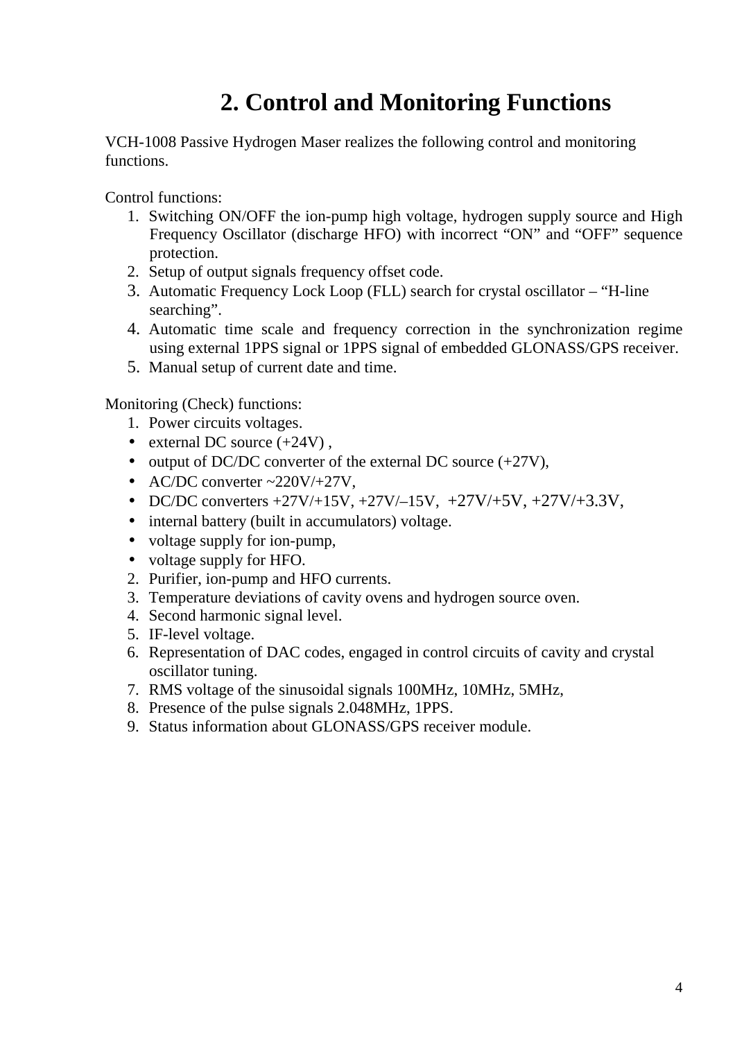# 2. Control and Monitoring Functions

VCH-1008 Passive Hydrogen Maser realizes the following control and monitoring functions.

Control functions:

1. Switching ON/OFF the ion-pump high voltage, hydrogen supply source and High Frequency Oscillator (discharge HFO) with incorrect "ON" and "OFF" sequence protection.
2. Setup of output signals frequency offset code.
3. Automatic Frequency Lock Loop (FLL) search for crystal oscillator – "H-line searching".
4. Automatic time scale and frequency correction in the synchronization regime using external 1PPS signal or 1PPS signal of embedded GLONASS/GPS receiver.
5. Manual setup of current date and time.

Monitoring (Check) functions:

1. Power circuits voltages.
   - external DC source (+24V) ,
   - output of DC/DC converter of the external DC source (+27V),
   - AC/DC converter ~220V/+27V,
   - DC/DC converters +27V/+15V, +27V/–15V, +27V/+5V, +27V/+3.3V,
   - internal battery (built in accumulators) voltage.
   - voltage supply for ion-pump,
   - voltage supply for HFO.
2. Purifier, ion-pump and HFO currents.
3. Temperature deviations of cavity ovens and hydrogen source oven.
4. Second harmonic signal level.
5. IF-level voltage.
6. Representation of DAC codes, engaged in control circuits of cavity and crystal oscillator tuning.
7. RMS voltage of the sinusoidal signals 100MHz, 10MHz, 5MHz,
8. Presence of the pulse signals 2.048MHz, 1PPS.
9. Status information about GLONASS/GPS receiver module.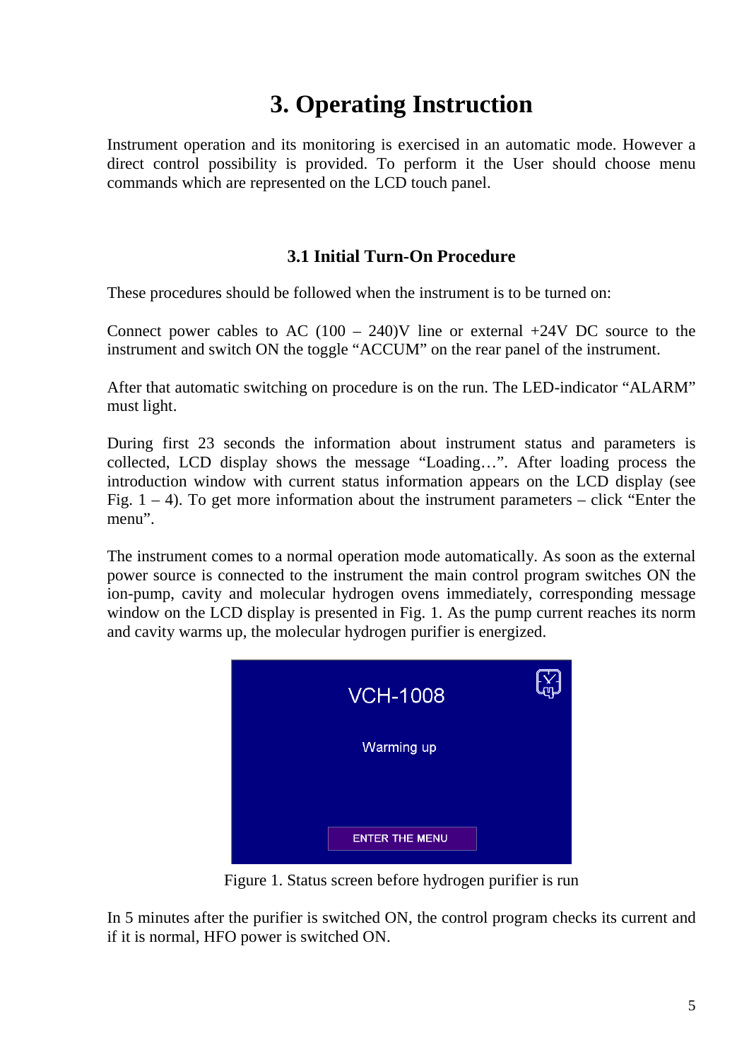# 3. Operating Instruction

Instrument operation and its monitoring is exercised in an automatic mode. However a direct control possibility is provided. To perform it the User should choose menu commands which are represented on the LCD touch panel.

## 3.1 Initial Turn-On Procedure

These procedures should be followed when the instrument is to be turned on:

Connect power cables to AC (100 – 240)V line or external +24V DC source to the instrument and switch ON the toggle “ACCUM” on the rear panel of the instrument.

After that automatic switching on procedure is on the run. The LED-indicator “ALARM” must light.

During first 23 seconds the information about instrument status and parameters is collected, LCD display shows the message “Loading…”. After loading process the introduction window with current status information appears on the LCD display (see Fig. 1 – 4). To get more information about the instrument parameters – click “Enter the menu”.

The instrument comes to a normal operation mode automatically. As soon as the external power source is connected to the instrument the main control program switches ON the ion-pump, cavity and molecular hydrogen ovens immediately, corresponding message window on the LCD display is presented in Fig. 1. As the pump current reaches its norm and cavity warms up, the molecular hydrogen purifier is energized.

VCH-1008

Warming up

ENTER THE MENU

Figure 1. Status screen before hydrogen purifier is run

In 5 minutes after the purifier is switched ON, the control program checks its current and if it is normal, HFO power is switched ON.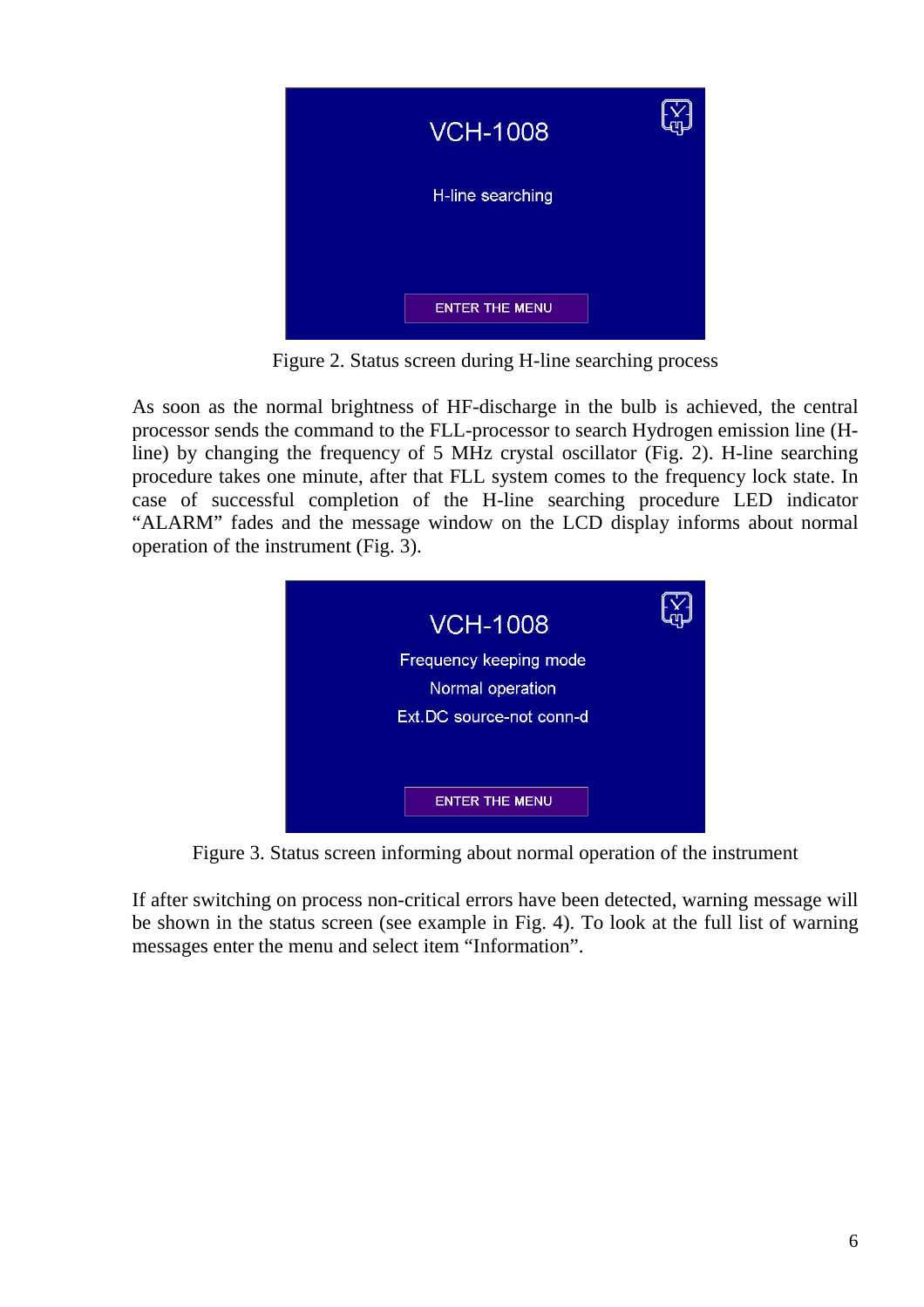Figure 2. Status screen during H-line searching process

As soon as the normal brightness of HF-discharge in the bulb is achieved, the central processor sends the command to the FLL-processor to search Hydrogen emission line (H-line) by changing the frequency of 5 MHz crystal oscillator (Fig. 2). H-line searching procedure takes one minute, after that FLL system comes to the frequency lock state. In case of successful completion of the H-line searching procedure LED indicator "ALARM" fades and the message window on the LCD display informs about normal operation of the instrument (Fig. 3).

Figure 3. Status screen informing about normal operation of the instrument

If after switching on process non-critical errors have been detected, warning message will be shown in the status screen (see example in Fig. 4). To look at the full list of warning messages enter the menu and select item "Information".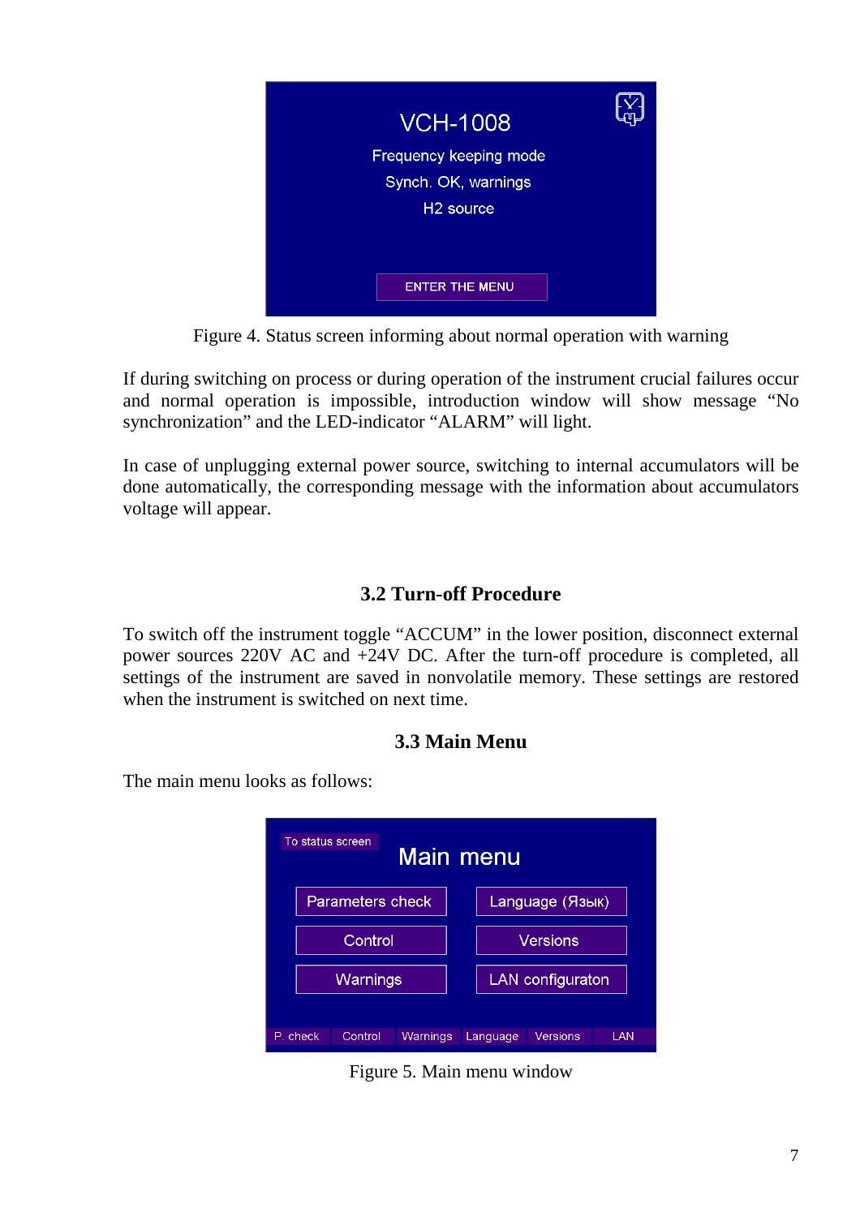VCH-1008

Frequency keeping mode

Synch. OK, warnings

H2 source

ENTER THE MENU

Figure 4. Status screen informing about normal operation with warning

If during switching on process or during operation of the instrument crucial failures occur and normal operation is impossible, introduction window will show message “No synchronization” and the LED-indicator “ALARM” will light.

In case of unplugging external power source, switching to internal accumulators will be done automatically, the corresponding message with the information about accumulators voltage will appear.

## 3.2 Turn-off Procedure

To switch off the instrument toggle “ACCUM” in the lower position, disconnect external power sources 220V AC and +24V DC. After the turn-off procedure is completed, all settings of the instrument are saved in nonvolatile memory. These settings are restored when the instrument is switched on next time.

## 3.3 Main Menu

The main menu looks as follows:

To status screen

Main menu

Parameters check | Language (Язык)

Control | Versions

Warnings | LAN configuraton

P. check | Control | Warnings | Language | Versions | LAN

Figure 5. Main menu window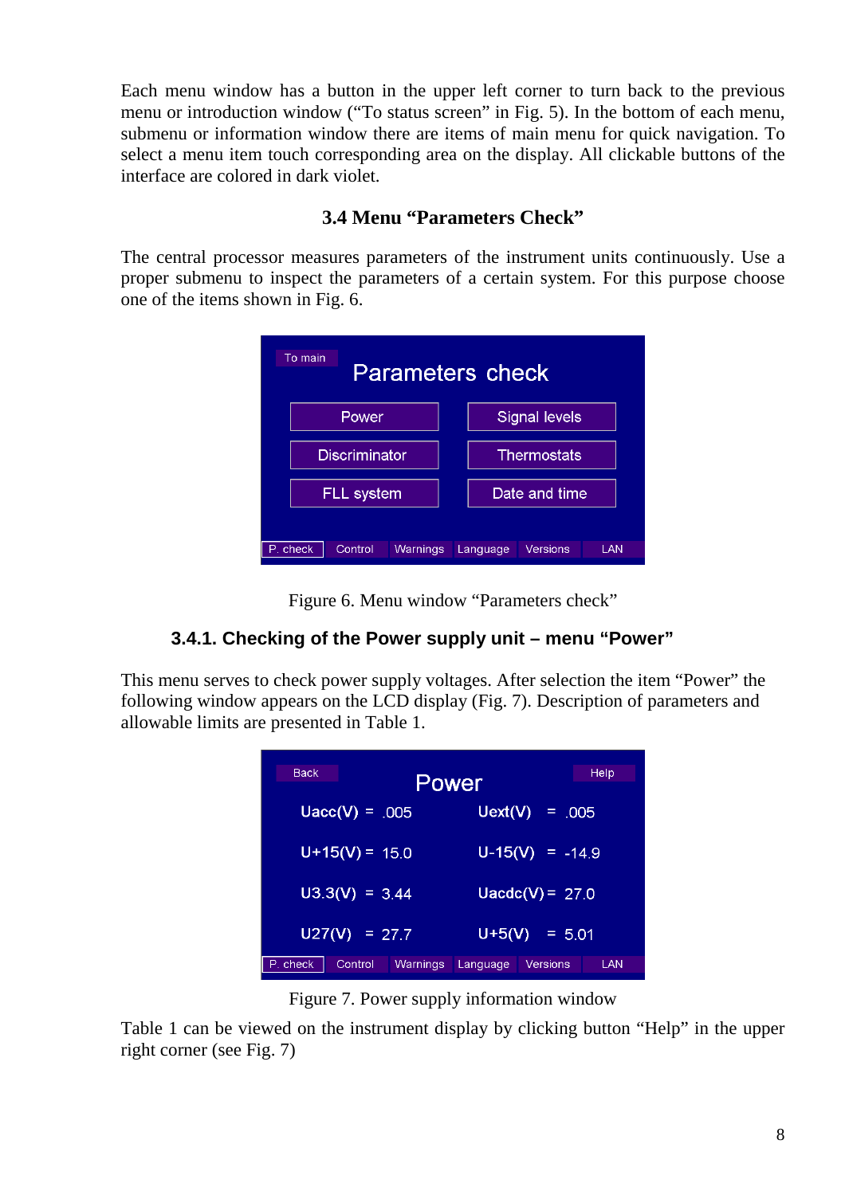Each menu window has a button in the upper left corner to turn back to the previous menu or introduction window ("To status screen" in Fig. 5). In the bottom of each menu, submenu or information window there are items of main menu for quick navigation. To select a menu item touch corresponding area on the display. All clickable buttons of the interface are colored in dark violet.

### 3.4 Menu "Parameters Check"

The central processor measures parameters of the instrument units continuously. Use a proper submenu to inspect the parameters of a certain system. For this purpose choose one of the items shown in Fig. 6.

Figure 6. Menu window "Parameters check"

#### 3.4.1. Checking of the Power supply unit – menu "Power"

This menu serves to check power supply voltages. After selection the item "Power" the following window appears on the LCD display (Fig. 7). Description of parameters and allowable limits are presented in Table 1.

Figure 7. Power supply information window

Table 1 can be viewed on the instrument display by clicking button "Help" in the upper right corner (see Fig. 7)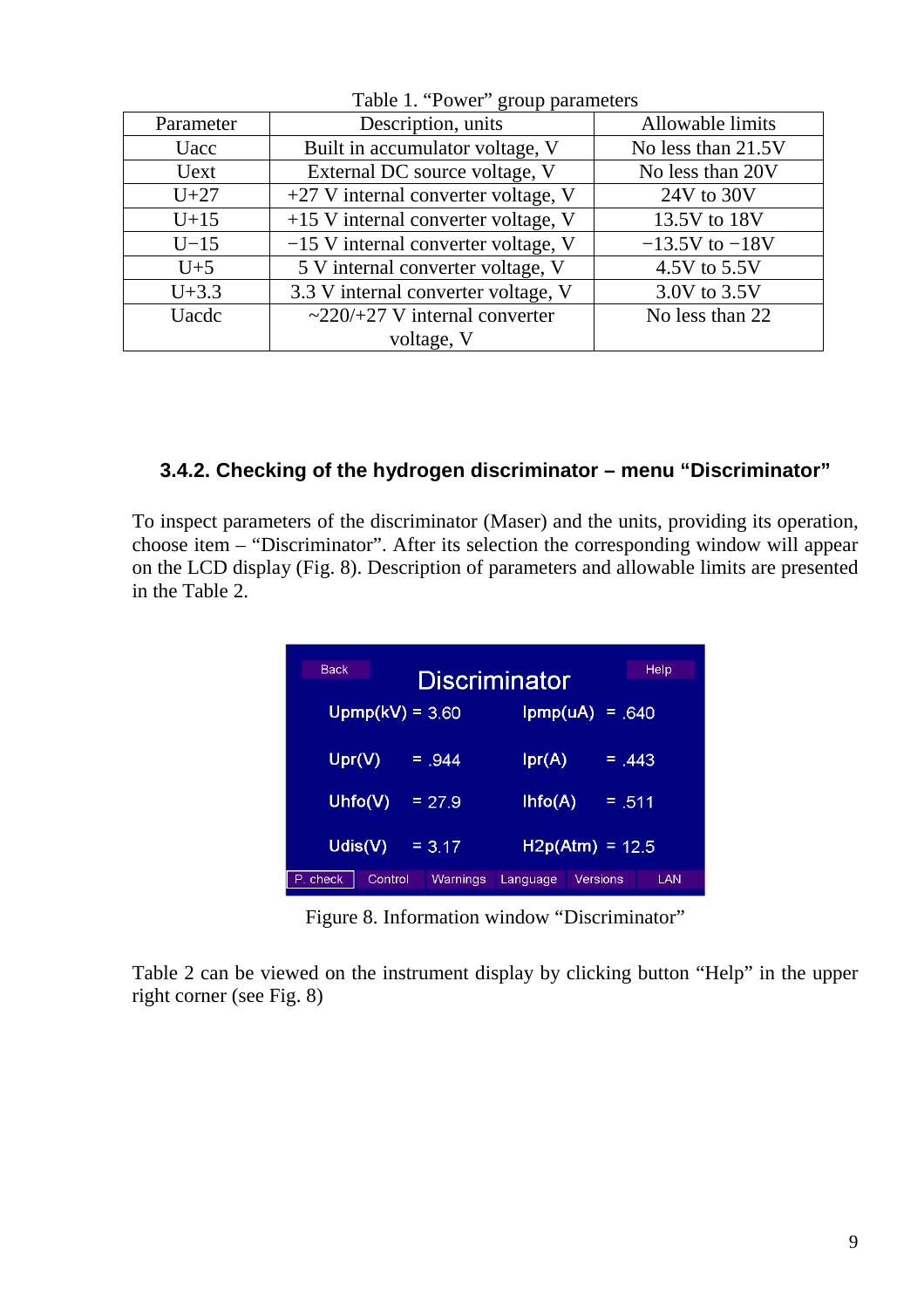Table 1. "Power" group parameters

| Parameter | Description, units | Allowable limits |
|---|---|---|
| Uacc | Built in accumulator voltage, V | No less than 21.5V |
| Uext | External DC source voltage, V | No less than 20V |
| U+27 | +27 V internal converter voltage, V | 24V to 30V |
| U+15 | +15 V internal converter voltage, V | 13.5V to 18V |
| U−15 | −15 V internal converter voltage, V | −13.5V to −18V |
| U+5 | 5 V internal converter voltage, V | 4.5V to 5.5V |
| U+3.3 | 3.3 V internal converter voltage, V | 3.0V to 3.5V |
| Uacdc | ~220/+27 V internal converter voltage, V | No less than 22 |

### 3.4.2. Checking of the hydrogen discriminator – menu "Discriminator"

To inspect parameters of the discriminator (Maser) and the units, providing its operation, choose item – "Discriminator". After its selection the corresponding window will appear on the LCD display (Fig. 8). Description of parameters and allowable limits are presented in the Table 2.

Figure 8. Information window "Discriminator"

Table 2 can be viewed on the instrument display by clicking button "Help" in the upper right corner (see Fig. 8)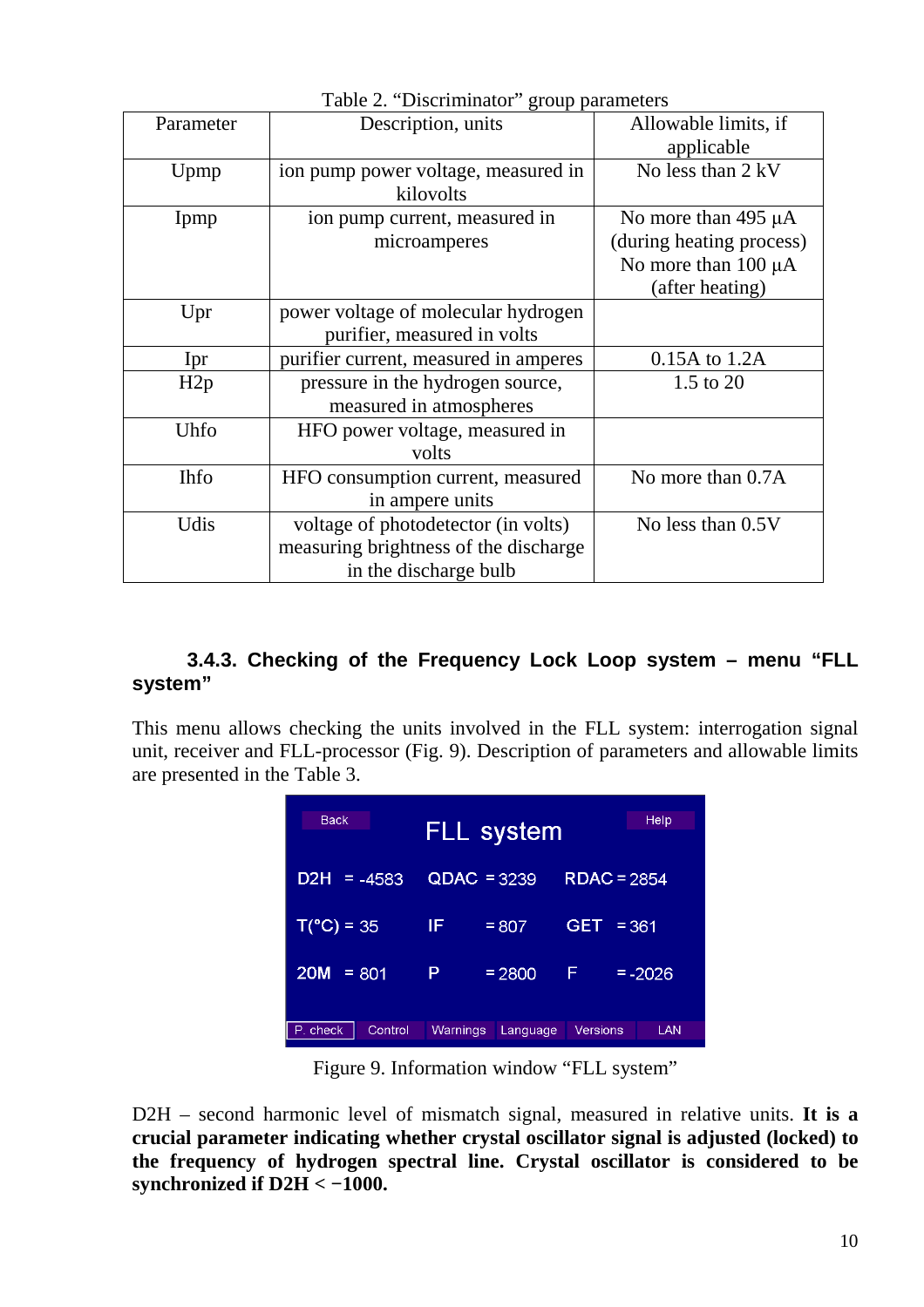Table 2. "Discriminator" group parameters

| Parameter | Description, units | Allowable limits, if applicable |
|---|---|---|
| Upmp | ion pump power voltage, measured in kilovolts | No less than 2 kV |
| Ipmp | ion pump current, measured in microamperes | No more than 495 µA (during heating process) No more than 100 µA (after heating) |
| Upr | power voltage of molecular hydrogen purifier, measured in volts | |
| Ipr | purifier current, measured in amperes | 0.15A to 1.2A |
| H2p | pressure in the hydrogen source, measured in atmospheres | 1.5 to 20 |
| Uhfo | HFO power voltage, measured in volts | |
| Ihfo | HFO consumption current, measured in ampere units | No more than 0.7A |
| Udis | voltage of photodetector (in volts) measuring brightness of the discharge in the discharge bulb | No less than 0.5V |

### 3.4.3. Checking of the Frequency Lock Loop system – menu "FLL system"

This menu allows checking the units involved in the FLL system: interrogation signal unit, receiver and FLL-processor (Fig. 9). Description of parameters and allowable limits are presented in the Table 3.

Figure 9. Information window "FLL system"

D2H – second harmonic level of mismatch signal, measured in relative units. **It is a crucial parameter indicating whether crystal oscillator signal is adjusted (locked) to the frequency of hydrogen spectral line. Crystal oscillator is considered to be synchronized if D2H < −1000.**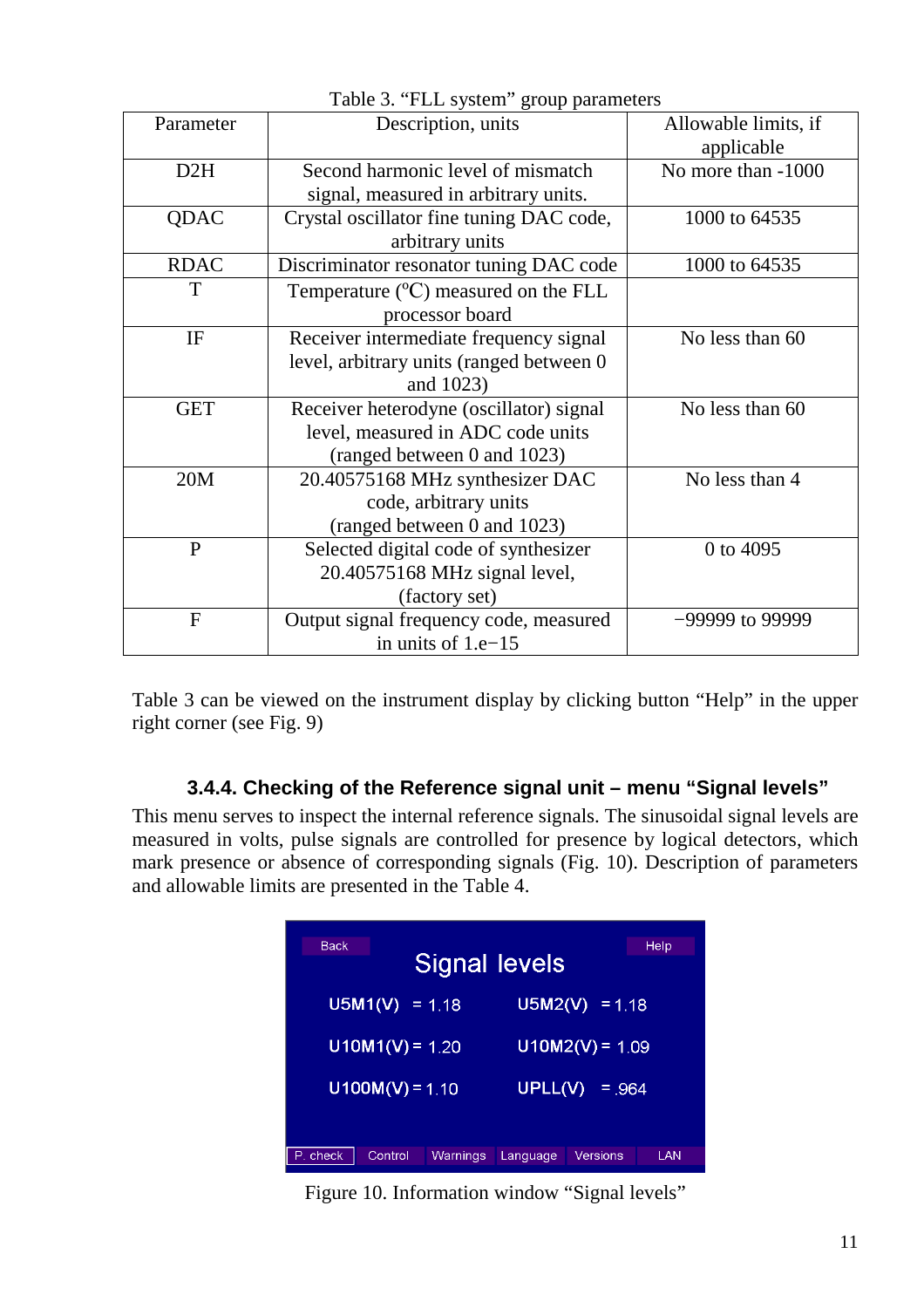Table 3. "FLL system" group parameters

| Parameter | Description, units | Allowable limits, if applicable |
|---|---|---|
| D2H | Second harmonic level of mismatch signal, measured in arbitrary units. | No more than -1000 |
| QDAC | Crystal oscillator fine tuning DAC code, arbitrary units | 1000 to 64535 |
| RDAC | Discriminator resonator tuning DAC code | 1000 to 64535 |
| T | Temperature ($^{\circ}$C) measured on the FLL processor board | |
| IF | Receiver intermediate frequency signal level, arbitrary units (ranged between 0 and 1023) | No less than 60 |
| GET | Receiver heterodyne (oscillator) signal level, measured in ADC code units (ranged between 0 and 1023) | No less than 60 |
| 20M | 20.40575168 MHz synthesizer DAC code, arbitrary units (ranged between 0 and 1023) | No less than 4 |
| P | Selected digital code of synthesizer 20.40575168 MHz signal level, (factory set) | 0 to 4095 |
| F | Output signal frequency code, measured in units of 1.e−15 | −99999 to 99999 |

Table 3 can be viewed on the instrument display by clicking button "Help" in the upper right corner (see Fig. 9)

### 3.4.4. Checking of the Reference signal unit – menu "Signal levels"

This menu serves to inspect the internal reference signals. The sinusoidal signal levels are measured in volts, pulse signals are controlled for presence by logical detectors, which mark presence or absence of corresponding signals (Fig. 10). Description of parameters and allowable limits are presented in the Table 4.

Figure 10. Information window "Signal levels"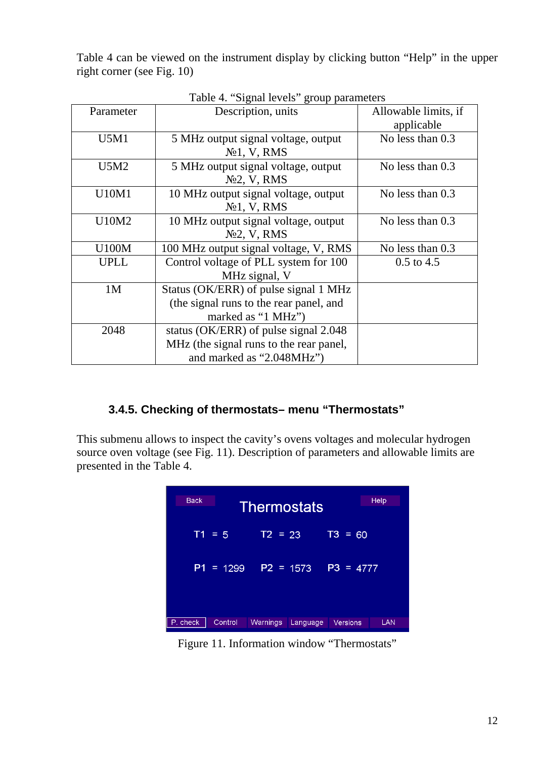Table 4 can be viewed on the instrument display by clicking button "Help" in the upper right corner (see Fig. 10)

Table 4. "Signal levels" group parameters

| Parameter | Description, units | Allowable limits, if applicable |
|---|---|---|
| U5M1 | 5 MHz output signal voltage, output №1, V, RMS | No less than 0.3 |
| U5M2 | 5 MHz output signal voltage, output №2, V, RMS | No less than 0.3 |
| U10M1 | 10 MHz output signal voltage, output №1, V, RMS | No less than 0.3 |
| U10M2 | 10 MHz output signal voltage, output №2, V, RMS | No less than 0.3 |
| U100M | 100 MHz output signal voltage, V, RMS | No less than 0.3 |
| UPLL | Control voltage of PLL system for 100 MHz signal, V | 0.5 to 4.5 |
| 1M | Status (OK/ERR) of pulse signal 1 MHz (the signal runs to the rear panel, and marked as "1 MHz") | |
| 2048 | status (OK/ERR) of pulse signal 2.048 MHz (the signal runs to the rear panel, and marked as "2.048MHz") | |

### 3.4.5. Checking of thermostats– menu "Thermostats"

This submenu allows to inspect the cavity's ovens voltages and molecular hydrogen source oven voltage (see Fig. 11). Description of parameters and allowable limits are presented in the Table 4.

Figure 11. Information window "Thermostats"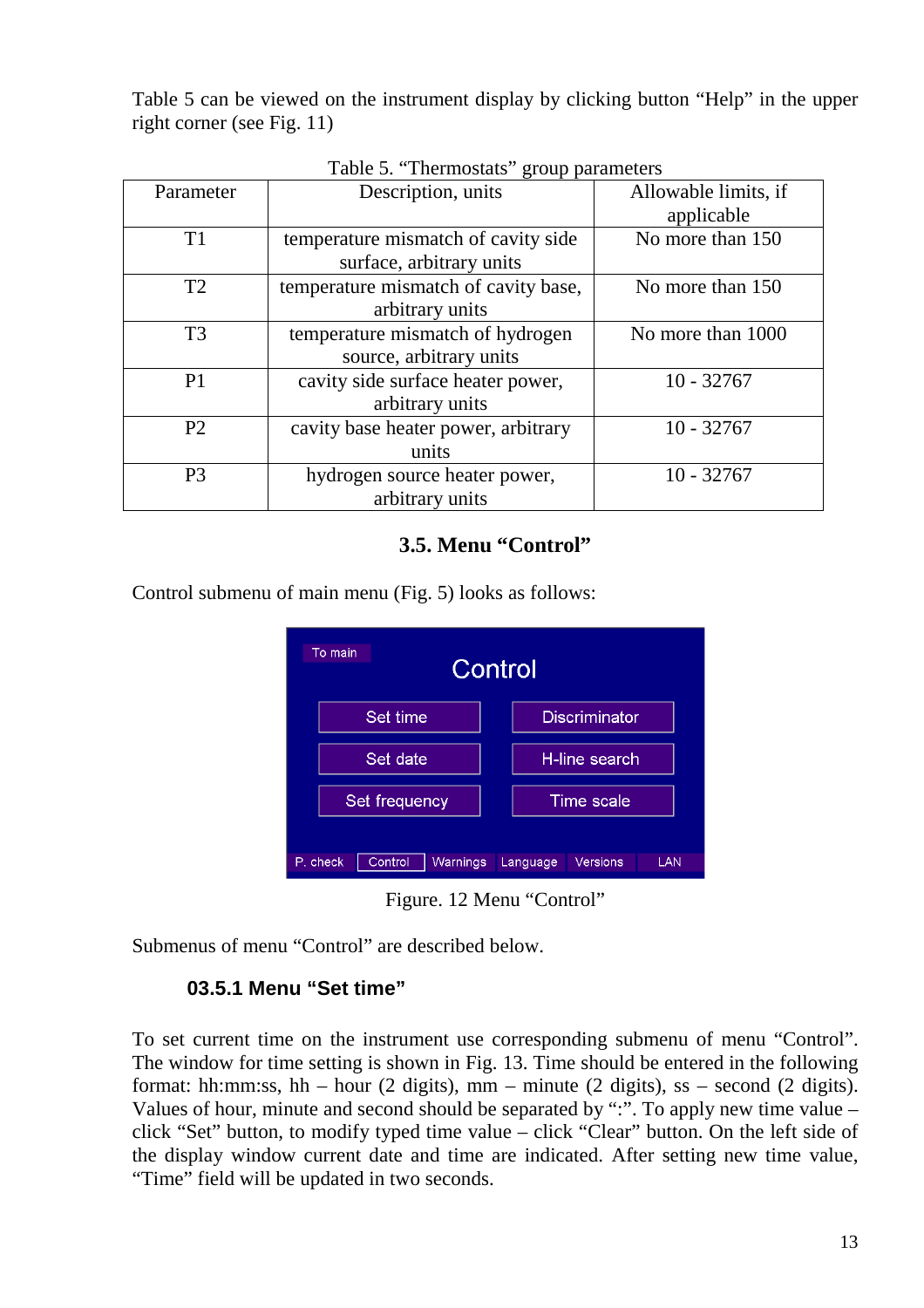Table 5 can be viewed on the instrument display by clicking button “Help” in the upper right corner (see Fig. 11)

Table 5. “Thermostats” group parameters

| Parameter | Description, units | Allowable limits, if applicable |
|---|---|---|
| T1 | temperature mismatch of cavity side surface, arbitrary units | No more than 150 |
| T2 | temperature mismatch of cavity base, arbitrary units | No more than 150 |
| T3 | temperature mismatch of hydrogen source, arbitrary units | No more than 1000 |
| P1 | cavity side surface heater power, arbitrary units | 10 - 32767 |
| P2 | cavity base heater power, arbitrary units | 10 - 32767 |
| P3 | hydrogen source heater power, arbitrary units | 10 - 32767 |

## 3.5. Menu “Control”

Control submenu of main menu (Fig. 5) looks as follows:

Figure. 12 Menu “Control”

Submenus of menu “Control” are described below.

### 03.5.1 Menu “Set time”

To set current time on the instrument use corresponding submenu of menu “Control”. The window for time setting is shown in Fig. 13. Time should be entered in the following format: hh:mm:ss, hh – hour (2 digits), mm – minute (2 digits), ss – second (2 digits). Values of hour, minute and second should be separated by “:”. To apply new time value – click “Set” button, to modify typed time value – click “Clear” button. On the left side of the display window current date and time are indicated. After setting new time value, “Time” field will be updated in two seconds.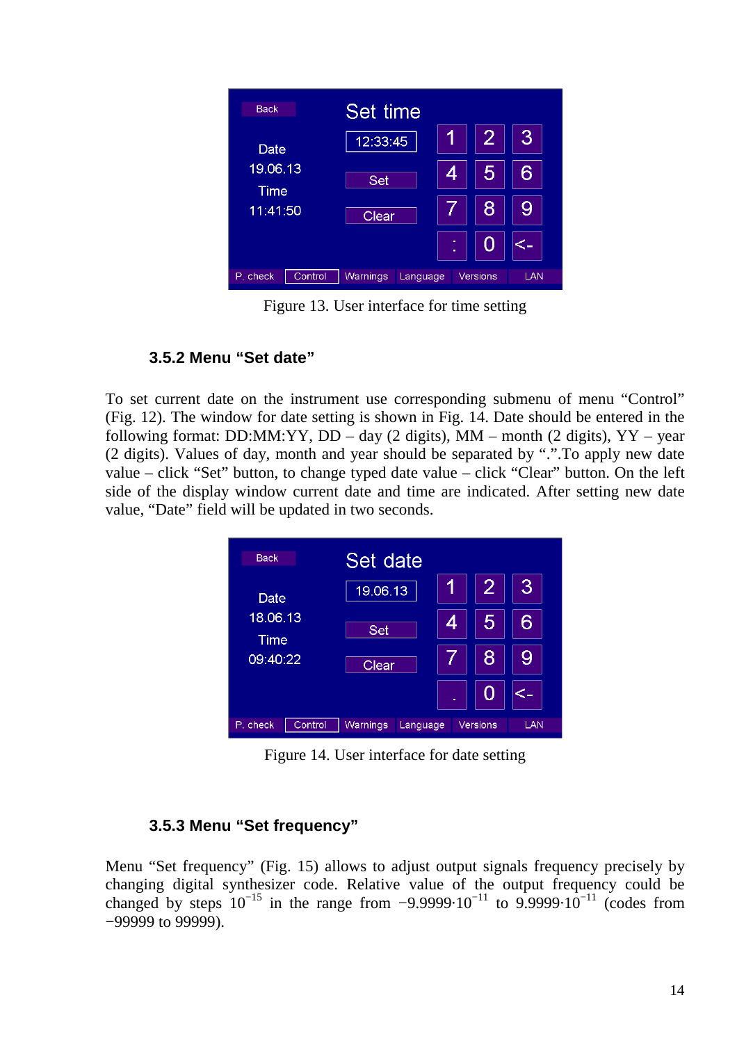Figure 13. User interface for time setting

### 3.5.2 Menu “Set date”

To set current date on the instrument use corresponding submenu of menu “Control” (Fig. 12). The window for date setting is shown in Fig. 14. Date should be entered in the following format: DD:MM:YY, DD – day (2 digits), MM – month (2 digits), YY – year (2 digits). Values of day, month and year should be separated by “.”.To apply new date value – click “Set” button, to change typed date value – click “Clear” button. On the left side of the display window current date and time are indicated. After setting new date value, “Date” field will be updated in two seconds.

Figure 14. User interface for date setting

### 3.5.3 Menu “Set frequency”

Menu “Set frequency” (Fig. 15) allows to adjust output signals frequency precisely by changing digital synthesizer code. Relative value of the output frequency could be changed by steps $10^{-15}$ in the range from $-9.9999 \cdot 10^{-11}$ to $9.9999 \cdot 10^{-11}$ (codes from −99999 to 99999).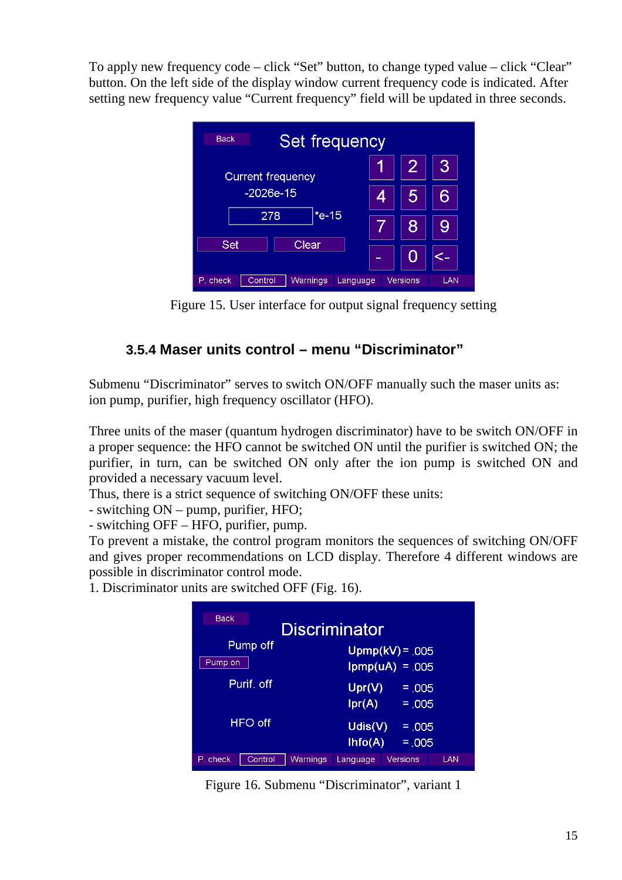To apply new frequency code – click “Set” button, to change typed value – click “Clear” button. On the left side of the display window current frequency code is indicated. After setting new frequency value “Current frequency” field will be updated in three seconds.

Figure 15. User interface for output signal frequency setting

### 3.5.4 Maser units control – menu “Discriminator”

Submenu “Discriminator” serves to switch ON/OFF manually such the maser units as: ion pump, purifier, high frequency oscillator (HFO).

Three units of the maser (quantum hydrogen discriminator) have to be switch ON/OFF in a proper sequence: the HFO cannot be switched ON until the purifier is switched ON; the purifier, in turn, can be switched ON only after the ion pump is switched ON and provided a necessary vacuum level.

Thus, there is a strict sequence of switching ON/OFF these units:

- switching ON – pump, purifier, HFO;
- switching OFF – HFO, purifier, pump.

To prevent a mistake, the control program monitors the sequences of switching ON/OFF and gives proper recommendations on LCD display. Therefore 4 different windows are possible in discriminator control mode.

1. Discriminator units are switched OFF (Fig. 16).

Figure 16. Submenu “Discriminator”, variant 1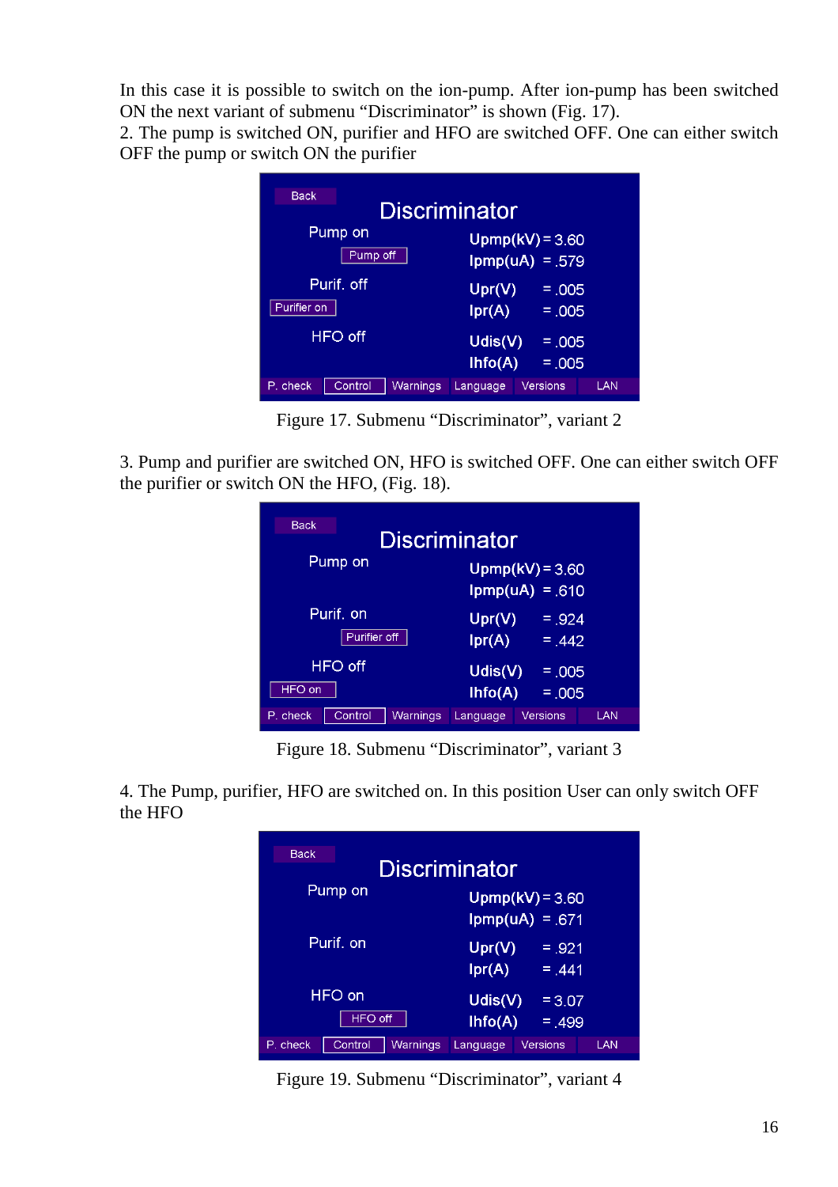In this case it is possible to switch on the ion-pump. After ion-pump has been switched ON the next variant of submenu "Discriminator" is shown (Fig. 17).

2. The pump is switched ON, purifier and HFO are switched OFF. One can either switch OFF the pump or switch ON the purifier

Figure 17. Submenu "Discriminator", variant 2

3. Pump and purifier are switched ON, HFO is switched OFF. One can either switch OFF the purifier or switch ON the HFO, (Fig. 18).

Figure 18. Submenu "Discriminator", variant 3

4. The Pump, purifier, HFO are switched on. In this position User can only switch OFF the HFO

Figure 19. Submenu "Discriminator", variant 4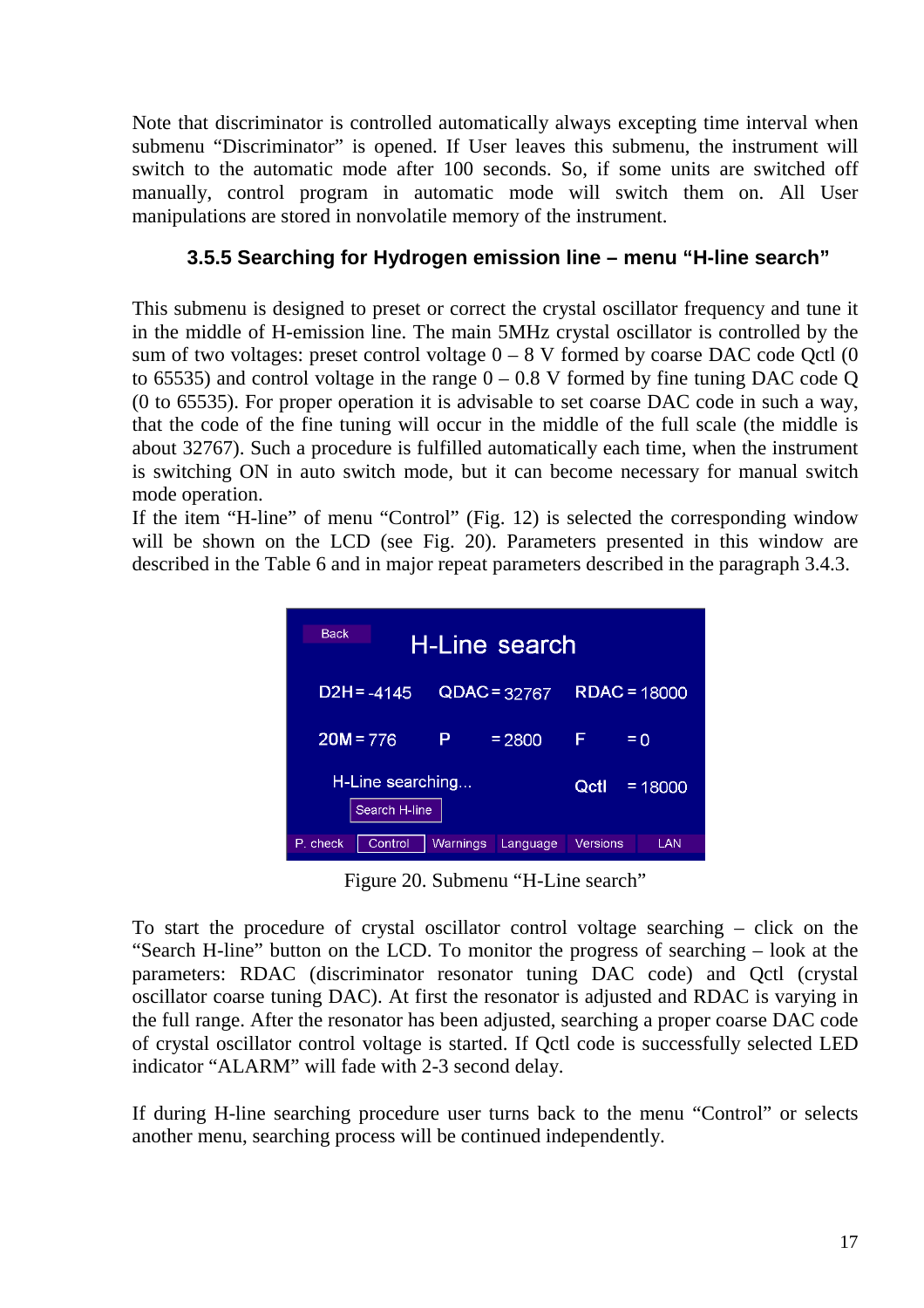Note that discriminator is controlled automatically always excepting time interval when submenu "Discriminator" is opened. If User leaves this submenu, the instrument will switch to the automatic mode after 100 seconds. So, if some units are switched off manually, control program in automatic mode will switch them on. All User manipulations are stored in nonvolatile memory of the instrument.

### 3.5.5 Searching for Hydrogen emission line – menu "H-line search"

This submenu is designed to preset or correct the crystal oscillator frequency and tune it in the middle of H-emission line. The main 5MHz crystal oscillator is controlled by the sum of two voltages: preset control voltage 0 – 8 V formed by coarse DAC code Qctl (0 to 65535) and control voltage in the range 0 – 0.8 V formed by fine tuning DAC code Q (0 to 65535). For proper operation it is advisable to set coarse DAC code in such a way, that the code of the fine tuning will occur in the middle of the full scale (the middle is about 32767). Such a procedure is fulfilled automatically each time, when the instrument is switching ON in auto switch mode, but it can become necessary for manual switch mode operation.
If the item "H-line" of menu "Control" (Fig. 12) is selected the corresponding window will be shown on the LCD (see Fig. 20). Parameters presented in this window are described in the Table 6 and in major repeat parameters described in the paragraph 3.4.3.

Figure 20. Submenu "H-Line search"

To start the procedure of crystal oscillator control voltage searching – click on the "Search H-line" button on the LCD. To monitor the progress of searching – look at the parameters: RDAC (discriminator resonator tuning DAC code) and Qctl (crystal oscillator coarse tuning DAC). At first the resonator is adjusted and RDAC is varying in the full range. After the resonator has been adjusted, searching a proper coarse DAC code of crystal oscillator control voltage is started. If Qctl code is successfully selected LED indicator "ALARM" will fade with 2-3 second delay.

If during H-line searching procedure user turns back to the menu "Control" or selects another menu, searching process will be continued independently.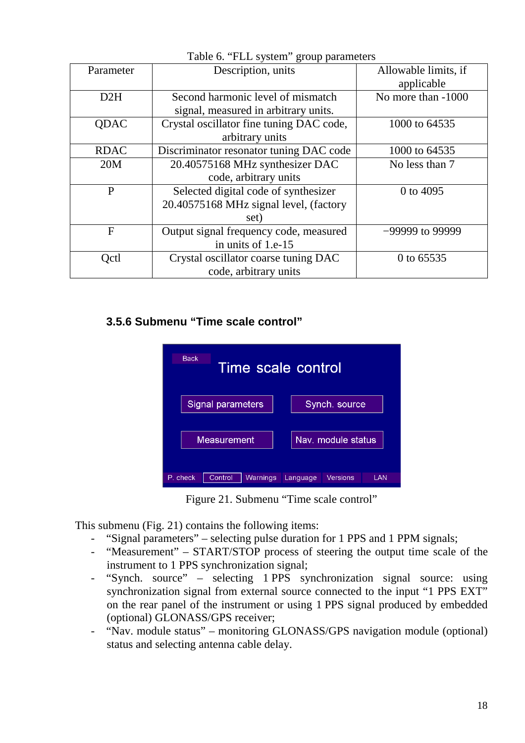Table 6. “FLL system” group parameters

| Parameter | Description, units | Allowable limits, if applicable |
|---|---|---|
| D2H | Second harmonic level of mismatch signal, measured in arbitrary units. | No more than -1000 |
| QDAC | Crystal oscillator fine tuning DAC code, arbitrary units | 1000 to 64535 |
| RDAC | Discriminator resonator tuning DAC code | 1000 to 64535 |
| 20M | 20.40575168 MHz synthesizer DAC code, arbitrary units | No less than 7 |
| P | Selected digital code of synthesizer 20.40575168 MHz signal level, (factory set) | 0 to 4095 |
| F | Output signal frequency code, measured in units of 1.e-15 | −99999 to 99999 |
| Qctl | Crystal oscillator coarse tuning DAC code, arbitrary units | 0 to 65535 |

### 3.5.6 Submenu “Time scale control”

Figure 21. Submenu “Time scale control”

This submenu (Fig. 21) contains the following items:

- “Signal parameters” – selecting pulse duration for 1 PPS and 1 PPM signals;
- “Measurement” – START/STOP process of steering the output time scale of the instrument to 1 PPS synchronization signal;
- “Synch. source” – selecting 1 PPS synchronization signal source: using synchronization signal from external source connected to the input “1 PPS EXT” on the rear panel of the instrument or using 1 PPS signal produced by embedded (optional) GLONASS/GPS receiver;
- “Nav. module status” – monitoring GLONASS/GPS navigation module (optional) status and selecting antenna cable delay.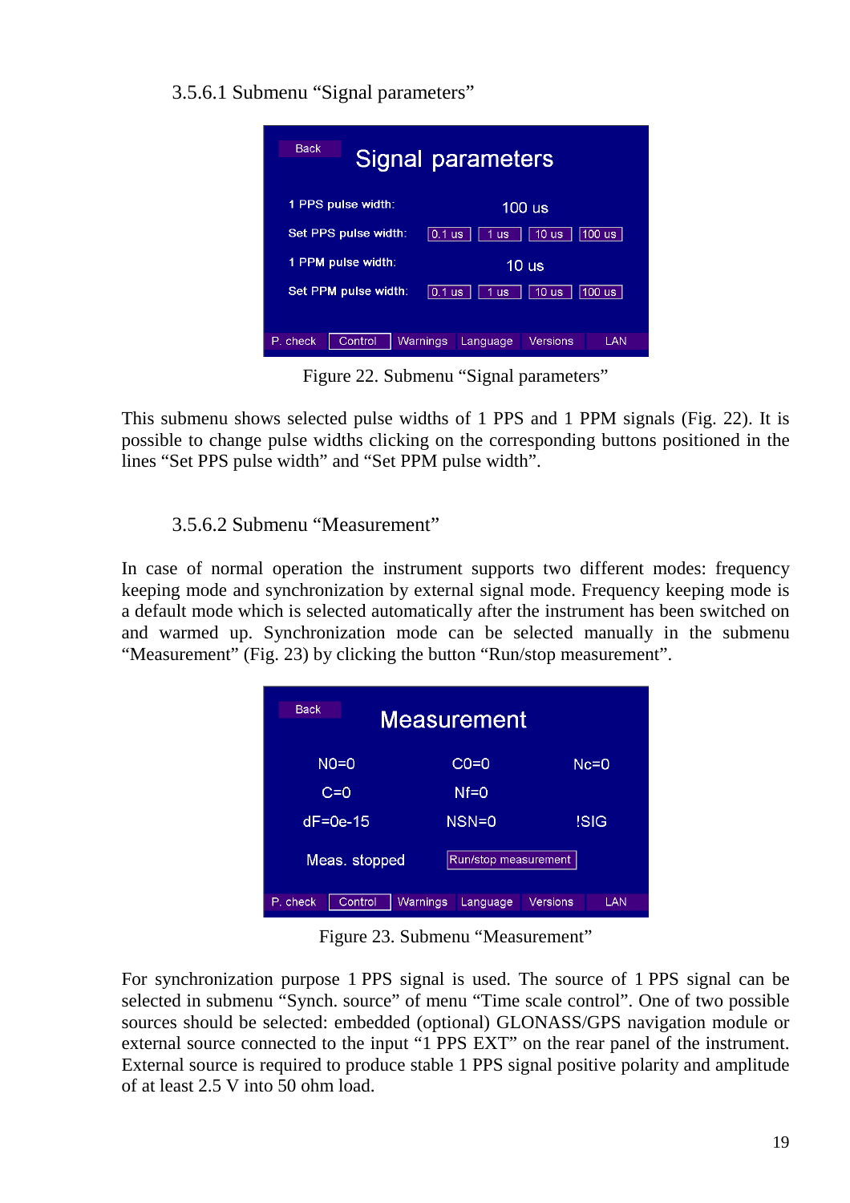### 3.5.6.1 Submenu “Signal parameters”

Figure 22. Submenu “Signal parameters”

This submenu shows selected pulse widths of 1 PPS and 1 PPM signals (Fig. 22). It is possible to change pulse widths clicking on the corresponding buttons positioned in the lines “Set PPS pulse width” and “Set PPM pulse width”.

### 3.5.6.2 Submenu “Measurement”

In case of normal operation the instrument supports two different modes: frequency keeping mode and synchronization by external signal mode. Frequency keeping mode is a default mode which is selected automatically after the instrument has been switched on and warmed up. Synchronization mode can be selected manually in the submenu “Measurement” (Fig. 23) by clicking the button “Run/stop measurement”.

Figure 23. Submenu “Measurement”

For synchronization purpose 1 PPS signal is used. The source of 1 PPS signal can be selected in submenu “Synch. source” of menu “Time scale control”. One of two possible sources should be selected: embedded (optional) GLONASS/GPS navigation module or external source connected to the input “1 PPS EXT” on the rear panel of the instrument. External source is required to produce stable 1 PPS signal positive polarity and amplitude of at least 2.5 V into 50 ohm load.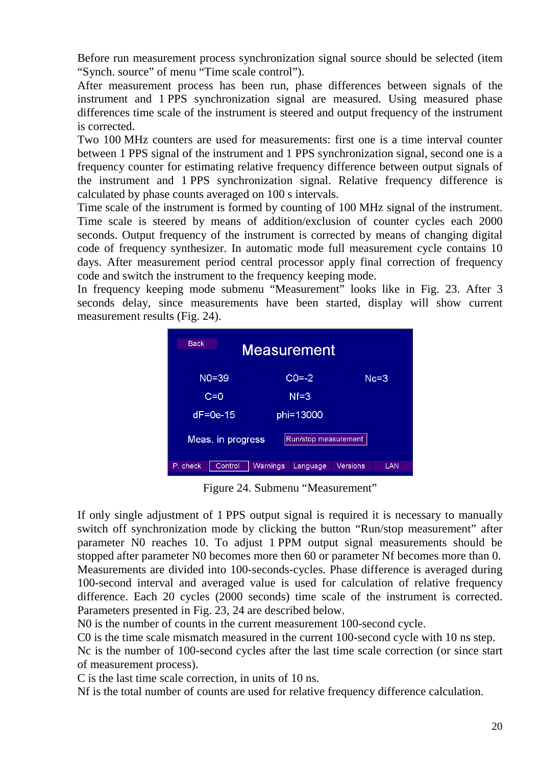Before run measurement process synchronization signal source should be selected (item “Synch. source” of menu “Time scale control”).

After measurement process has been run, phase differences between signals of the instrument and 1 PPS synchronization signal are measured. Using measured phase differences time scale of the instrument is steered and output frequency of the instrument is corrected.

Two 100 MHz counters are used for measurements: first one is a time interval counter between 1 PPS signal of the instrument and 1 PPS synchronization signal, second one is a frequency counter for estimating relative frequency difference between output signals of the instrument and 1 PPS synchronization signal. Relative frequency difference is calculated by phase counts averaged on 100 s intervals.

Time scale of the instrument is formed by counting of 100 MHz signal of the instrument. Time scale is steered by means of addition/exclusion of counter cycles each 2000 seconds. Output frequency of the instrument is corrected by means of changing digital code of frequency synthesizer. In automatic mode full measurement cycle contains 10 days. After measurement period central processor apply final correction of frequency code and switch the instrument to the frequency keeping mode.

In frequency keeping mode submenu “Measurement” looks like in Fig. 23. After 3 seconds delay, since measurements have been started, display will show current measurement results (Fig. 24).

Figure 24. Submenu “Measurement”

If only single adjustment of 1 PPS output signal is required it is necessary to manually switch off synchronization mode by clicking the button “Run/stop measurement” after parameter N0 reaches 10. To adjust 1 PPM output signal measurements should be stopped after parameter N0 becomes more then 60 or parameter Nf becomes more than 0.

Measurements are divided into 100-seconds-cycles. Phase difference is averaged during 100-second interval and averaged value is used for calculation of relative frequency difference. Each 20 cycles (2000 seconds) time scale of the instrument is corrected. Parameters presented in Fig. 23, 24 are described below.

N0 is the number of counts in the current measurement 100-second cycle.

C0 is the time scale mismatch measured in the current 100-second cycle with 10 ns step.

Nc is the number of 100-second cycles after the last time scale correction (or since start of measurement process).

C is the last time scale correction, in units of 10 ns.

Nf is the total number of counts are used for relative frequency difference calculation.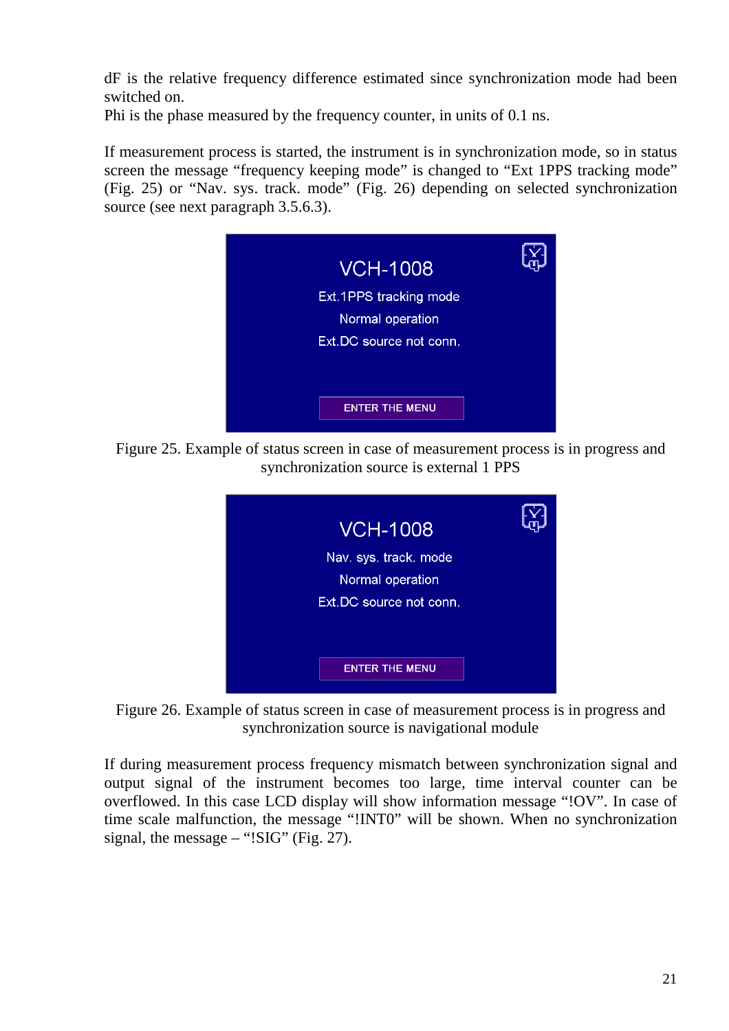dF is the relative frequency difference estimated since synchronization mode had been switched on.
Phi is the phase measured by the frequency counter, in units of 0.1 ns.

If measurement process is started, the instrument is in synchronization mode, so in status screen the message “frequency keeping mode” is changed to “Ext 1PPS tracking mode” (Fig. 25) or “Nav. sys. track. mode” (Fig. 26) depending on selected synchronization source (see next paragraph 3.5.6.3).

VCH-1008
Ext.1PPS tracking mode
Normal operation
Ext.DC source not conn.
ENTER THE MENU

Figure 25. Example of status screen in case of measurement process is in progress and synchronization source is external 1 PPS

VCH-1008
Nav. sys. track. mode
Normal operation
Ext.DC source not conn.
ENTER THE MENU

Figure 26. Example of status screen in case of measurement process is in progress and synchronization source is navigational module

If during measurement process frequency mismatch between synchronization signal and output signal of the instrument becomes too large, time interval counter can be overflowed. In this case LCD display will show information message “!OV”. In case of time scale malfunction, the message “!INT0” will be shown. When no synchronization signal, the message – “!SIG” (Fig. 27).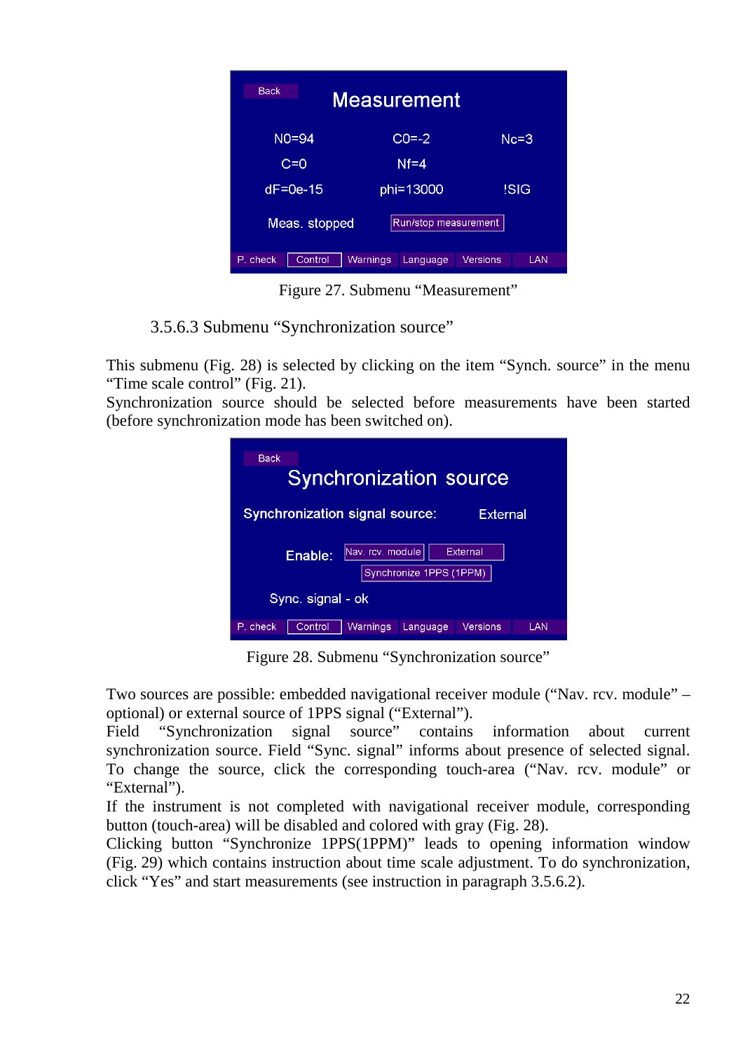Figure 27. Submenu “Measurement”

### 3.5.6.3 Submenu “Synchronization source”

This submenu (Fig. 28) is selected by clicking on the item “Synch. source” in the menu “Time scale control” (Fig. 21).
Synchronization source should be selected before measurements have been started (before synchronization mode has been switched on).

Figure 28. Submenu “Synchronization source”

Two sources are possible: embedded navigational receiver module (“Nav. rcv. module” – optional) or external source of 1PPS signal (“External”).
Field “Synchronization signal source” contains information about current synchronization source. Field “Sync. signal” informs about presence of selected signal. To change the source, click the corresponding touch-area (“Nav. rcv. module” or “External”).
If the instrument is not completed with navigational receiver module, corresponding button (touch-area) will be disabled and colored with gray (Fig. 28).
Clicking button “Synchronize 1PPS(1PPM)” leads to opening information window (Fig. 29) which contains instruction about time scale adjustment. To do synchronization, click “Yes” and start measurements (see instruction in paragraph 3.5.6.2).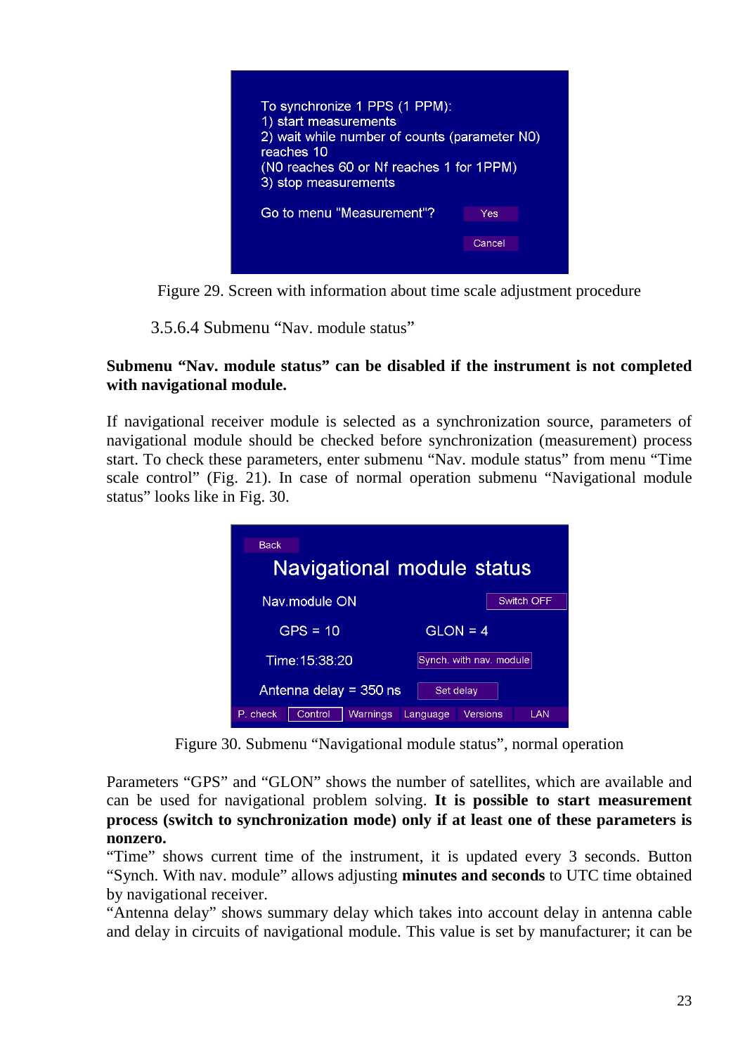To synchronize 1 PPS (1 PPM):
1) start measurements
2) wait while number of counts (parameter N0) reaches 10
(N0 reaches 60 or Nf reaches 1 for 1PPM)
3) stop measurements

Go to menu "Measurement"? Yes

Cancel

Figure 29. Screen with information about time scale adjustment procedure

### 3.5.6.4 Submenu "Nav. module status"

**Submenu "Nav. module status" can be disabled if the instrument is not completed with navigational module.**

If navigational receiver module is selected as a synchronization source, parameters of navigational module should be checked before synchronization (measurement) process start. To check these parameters, enter submenu "Nav. module status" from menu "Time scale control" (Fig. 21). In case of normal operation submenu "Navigational module status" looks like in Fig. 30.

Back

Navigational module status

Nav.module ON Switch OFF

GPS = 10 GLON = 4

Time:15:38:20 Synch. with nav. module

Antenna delay = 350 ns Set delay

P. check | Control | Warnings | Language | Versions | LAN

Figure 30. Submenu "Navigational module status", normal operation

Parameters "GPS" and "GLON" shows the number of satellites, which are available and can be used for navigational problem solving. **It is possible to start measurement process (switch to synchronization mode) only if at least one of these parameters is nonzero.**

"Time" shows current time of the instrument, it is updated every 3 seconds. Button "Synch. With nav. module" allows adjusting **minutes and seconds** to UTC time obtained by navigational receiver.

"Antenna delay" shows summary delay which takes into account delay in antenna cable and delay in circuits of navigational module. This value is set by manufacturer; it can be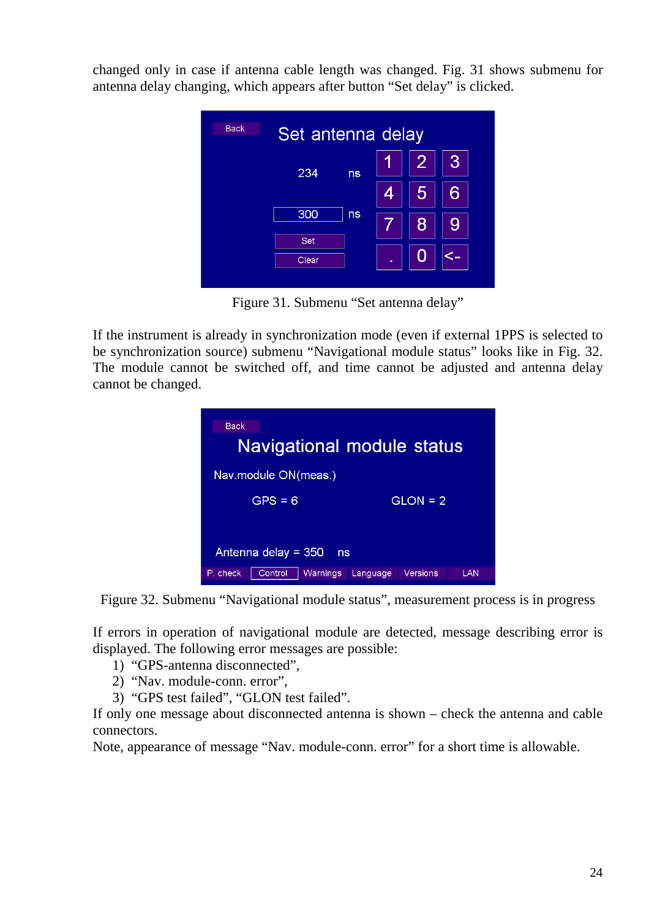changed only in case if antenna cable length was changed. Fig. 31 shows submenu for antenna delay changing, which appears after button "Set delay" is clicked.

Figure 31. Submenu "Set antenna delay"

If the instrument is already in synchronization mode (even if external 1PPS is selected to be synchronization source) submenu "Navigational module status" looks like in Fig. 32. The module cannot be switched off, and time cannot be adjusted and antenna delay cannot be changed.

Figure 32. Submenu "Navigational module status", measurement process is in progress

If errors in operation of navigational module are detected, message describing error is displayed. The following error messages are possible:

1) "GPS-antenna disconnected",
2) "Nav. module-conn. error",
3) "GPS test failed", "GLON test failed".

If only one message about disconnected antenna is shown – check the antenna and cable connectors.

Note, appearance of message "Nav. module-conn. error" for a short time is allowable.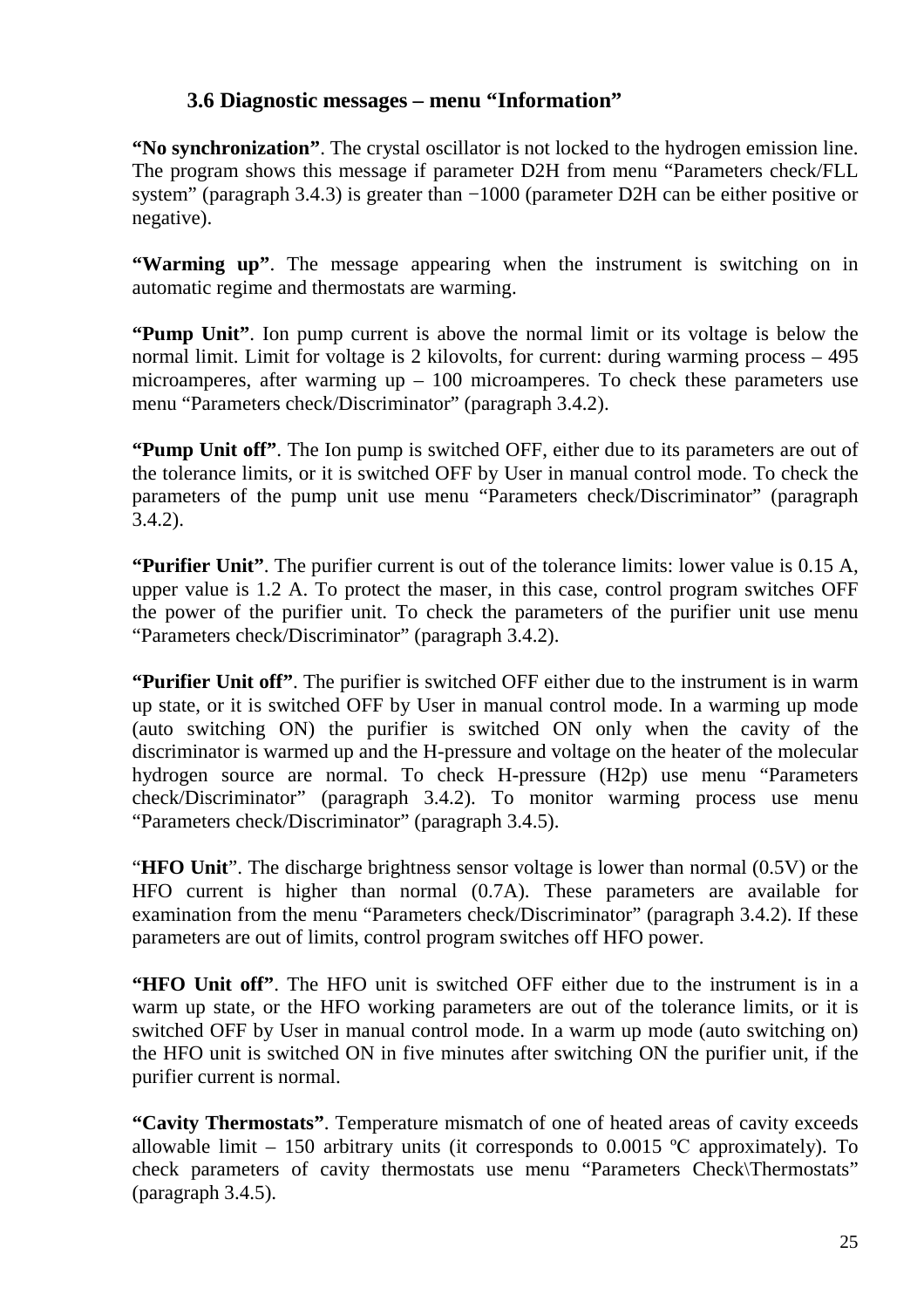### 3.6 Diagnostic messages – menu "Information"

**"No synchronization"**. The crystal oscillator is not locked to the hydrogen emission line. The program shows this message if parameter D2H from menu "Parameters check/FLL system" (paragraph 3.4.3) is greater than −1000 (parameter D2H can be either positive or negative).

**"Warming up"**. The message appearing when the instrument is switching on in automatic regime and thermostats are warming.

**"Pump Unit"**. Ion pump current is above the normal limit or its voltage is below the normal limit. Limit for voltage is 2 kilovolts, for current: during warming process – 495 microamperes, after warming up – 100 microamperes. To check these parameters use menu "Parameters check/Discriminator" (paragraph 3.4.2).

**"Pump Unit off"**. The Ion pump is switched OFF, either due to its parameters are out of the tolerance limits, or it is switched OFF by User in manual control mode. To check the parameters of the pump unit use menu "Parameters check/Discriminator" (paragraph 3.4.2).

**"Purifier Unit"**. The purifier current is out of the tolerance limits: lower value is 0.15 A, upper value is 1.2 A. To protect the maser, in this case, control program switches OFF the power of the purifier unit. To check the parameters of the purifier unit use menu "Parameters check/Discriminator" (paragraph 3.4.2).

**"Purifier Unit off"**. The purifier is switched OFF either due to the instrument is in warm up state, or it is switched OFF by User in manual control mode. In a warming up mode (auto switching ON) the purifier is switched ON only when the cavity of the discriminator is warmed up and the H-pressure and voltage on the heater of the molecular hydrogen source are normal. To check H-pressure (H2p) use menu "Parameters check/Discriminator" (paragraph 3.4.2). To monitor warming process use menu "Parameters check/Discriminator" (paragraph 3.4.5).

"**HFO Unit**". The discharge brightness sensor voltage is lower than normal (0.5V) or the HFO current is higher than normal (0.7A). These parameters are available for examination from the menu "Parameters check/Discriminator" (paragraph 3.4.2). If these parameters are out of limits, control program switches off HFO power.

**"HFO Unit off"**. The HFO unit is switched OFF either due to the instrument is in a warm up state, or the HFO working parameters are out of the tolerance limits, or it is switched OFF by User in manual control mode. In a warm up mode (auto switching on) the HFO unit is switched ON in five minutes after switching ON the purifier unit, if the purifier current is normal.

**"Cavity Thermostats"**. Temperature mismatch of one of heated areas of cavity exceeds allowable limit – 150 arbitrary units (it corresponds to 0.0015 ºC approximately). To check parameters of cavity thermostats use menu "Parameters Check\Thermostats" (paragraph 3.4.5).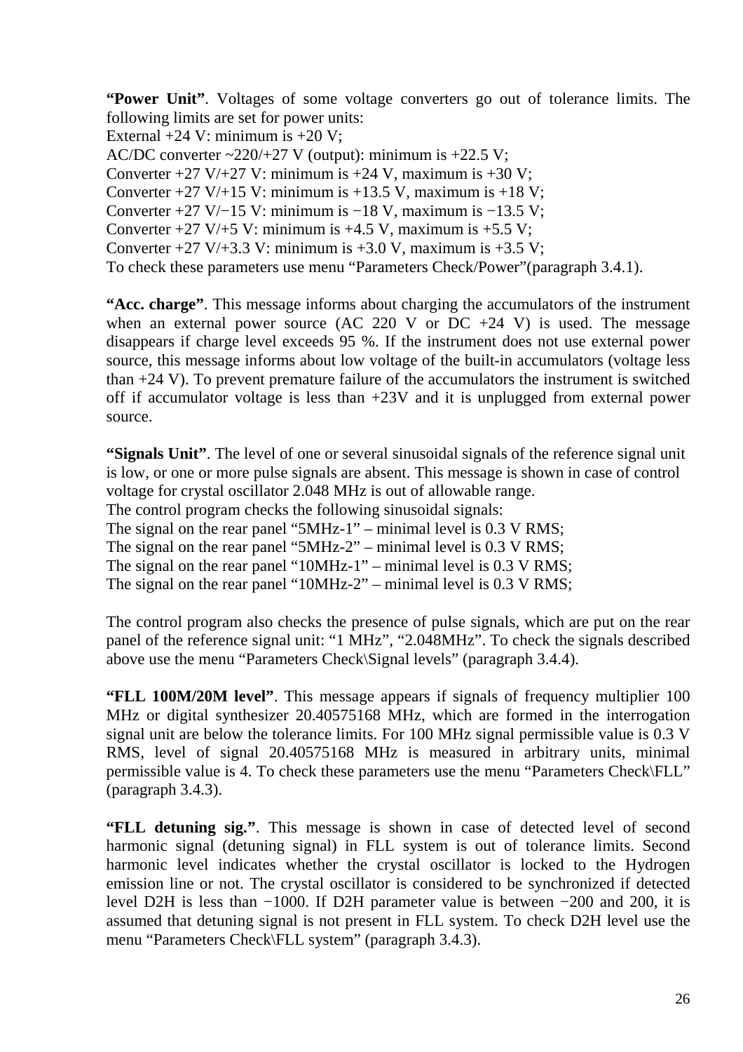**“Power Unit”**. Voltages of some voltage converters go out of tolerance limits. The following limits are set for power units:
External +24 V: minimum is +20 V;
AC/DC converter ~220/+27 V (output): minimum is +22.5 V;
Converter +27 V/+27 V: minimum is +24 V, maximum is +30 V;
Converter +27 V/+15 V: minimum is +13.5 V, maximum is +18 V;
Converter +27 V/−15 V: minimum is −18 V, maximum is −13.5 V;
Converter +27 V/+5 V: minimum is +4.5 V, maximum is +5.5 V;
Converter +27 V/+3.3 V: minimum is +3.0 V, maximum is +3.5 V;
To check these parameters use menu “Parameters Check/Power”(paragraph 3.4.1).

**“Acc. charge”**. This message informs about charging the accumulators of the instrument when an external power source (AC 220 V or DC +24 V) is used. The message disappears if charge level exceeds 95 %. If the instrument does not use external power source, this message informs about low voltage of the built-in accumulators (voltage less than +24 V). To prevent premature failure of the accumulators the instrument is switched off if accumulator voltage is less than +23V and it is unplugged from external power source.

**“Signals Unit”**. The level of one or several sinusoidal signals of the reference signal unit is low, or one or more pulse signals are absent. This message is shown in case of control voltage for crystal oscillator 2.048 MHz is out of allowable range.
The control program checks the following sinusoidal signals:
The signal on the rear panel “5MHz-1” – minimal level is 0.3 V RMS;
The signal on the rear panel “5MHz-2” – minimal level is 0.3 V RMS;
The signal on the rear panel “10MHz-1” – minimal level is 0.3 V RMS;
The signal on the rear panel “10MHz-2” – minimal level is 0.3 V RMS;

The control program also checks the presence of pulse signals, which are put on the rear panel of the reference signal unit: “1 MHz”, “2.048MHz”. To check the signals described above use the menu “Parameters Check\Signal levels” (paragraph 3.4.4).

**“FLL 100M/20M level”**. This message appears if signals of frequency multiplier 100 MHz or digital synthesizer 20.40575168 MHz, which are formed in the interrogation signal unit are below the tolerance limits. For 100 MHz signal permissible value is 0.3 V RMS, level of signal 20.40575168 MHz is measured in arbitrary units, minimal permissible value is 4. To check these parameters use the menu “Parameters Check\FLL” (paragraph 3.4.3).

**“FLL detuning sig.”**. This message is shown in case of detected level of second harmonic signal (detuning signal) in FLL system is out of tolerance limits. Second harmonic level indicates whether the crystal oscillator is locked to the Hydrogen emission line or not. The crystal oscillator is considered to be synchronized if detected level D2H is less than −1000. If D2H parameter value is between −200 and 200, it is assumed that detuning signal is not present in FLL system. To check D2H level use the menu “Parameters Check\FLL system” (paragraph 3.4.3).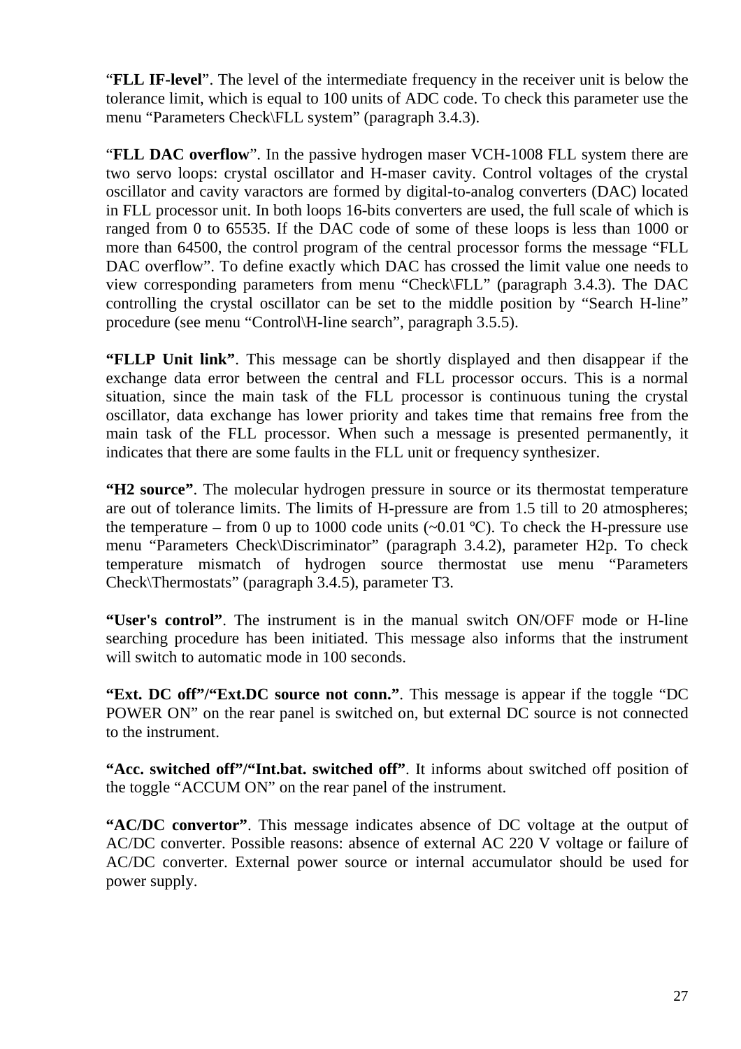"**FLL IF-level**". The level of the intermediate frequency in the receiver unit is below the tolerance limit, which is equal to 100 units of ADC code. To check this parameter use the menu "Parameters Check\FLL system" (paragraph 3.4.3).

"**FLL DAC overflow**". In the passive hydrogen maser VCH-1008 FLL system there are two servo loops: crystal oscillator and H-maser cavity. Control voltages of the crystal oscillator and cavity varactors are formed by digital-to-analog converters (DAC) located in FLL processor unit. In both loops 16-bits converters are used, the full scale of which is ranged from 0 to 65535. If the DAC code of some of these loops is less than 1000 or more than 64500, the control program of the central processor forms the message "FLL DAC overflow". To define exactly which DAC has crossed the limit value one needs to view corresponding parameters from menu "Check\FLL" (paragraph 3.4.3). The DAC controlling the crystal oscillator can be set to the middle position by "Search H-line" procedure (see menu "Control\H-line search", paragraph 3.5.5).

**"FLLP Unit link"**. This message can be shortly displayed and then disappear if the exchange data error between the central and FLL processor occurs. This is a normal situation, since the main task of the FLL processor is continuous tuning the crystal oscillator, data exchange has lower priority and takes time that remains free from the main task of the FLL processor. When such a message is presented permanently, it indicates that there are some faults in the FLL unit or frequency synthesizer.

**"H2 source"**. The molecular hydrogen pressure in source or its thermostat temperature are out of tolerance limits. The limits of H-pressure are from 1.5 till to 20 atmospheres; the temperature – from 0 up to 1000 code units (~0.01 ºC). To check the H-pressure use menu "Parameters Check\Discriminator" (paragraph 3.4.2), parameter H2p. To check temperature mismatch of hydrogen source thermostat use menu "Parameters Check\Thermostats" (paragraph 3.4.5), parameter T3.

**"User's control"**. The instrument is in the manual switch ON/OFF mode or H-line searching procedure has been initiated. This message also informs that the instrument will switch to automatic mode in 100 seconds.

**"Ext. DC off"/"Ext.DC source not conn."**. This message is appear if the toggle "DC POWER ON" on the rear panel is switched on, but external DC source is not connected to the instrument.

**"Acc. switched off"/"Int.bat. switched off"**. It informs about switched off position of the toggle "ACCUM ON" on the rear panel of the instrument.

**"AC/DC convertor"**. This message indicates absence of DC voltage at the output of AC/DC converter. Possible reasons: absence of external AC 220 V voltage or failure of AC/DC converter. External power source or internal accumulator should be used for power supply.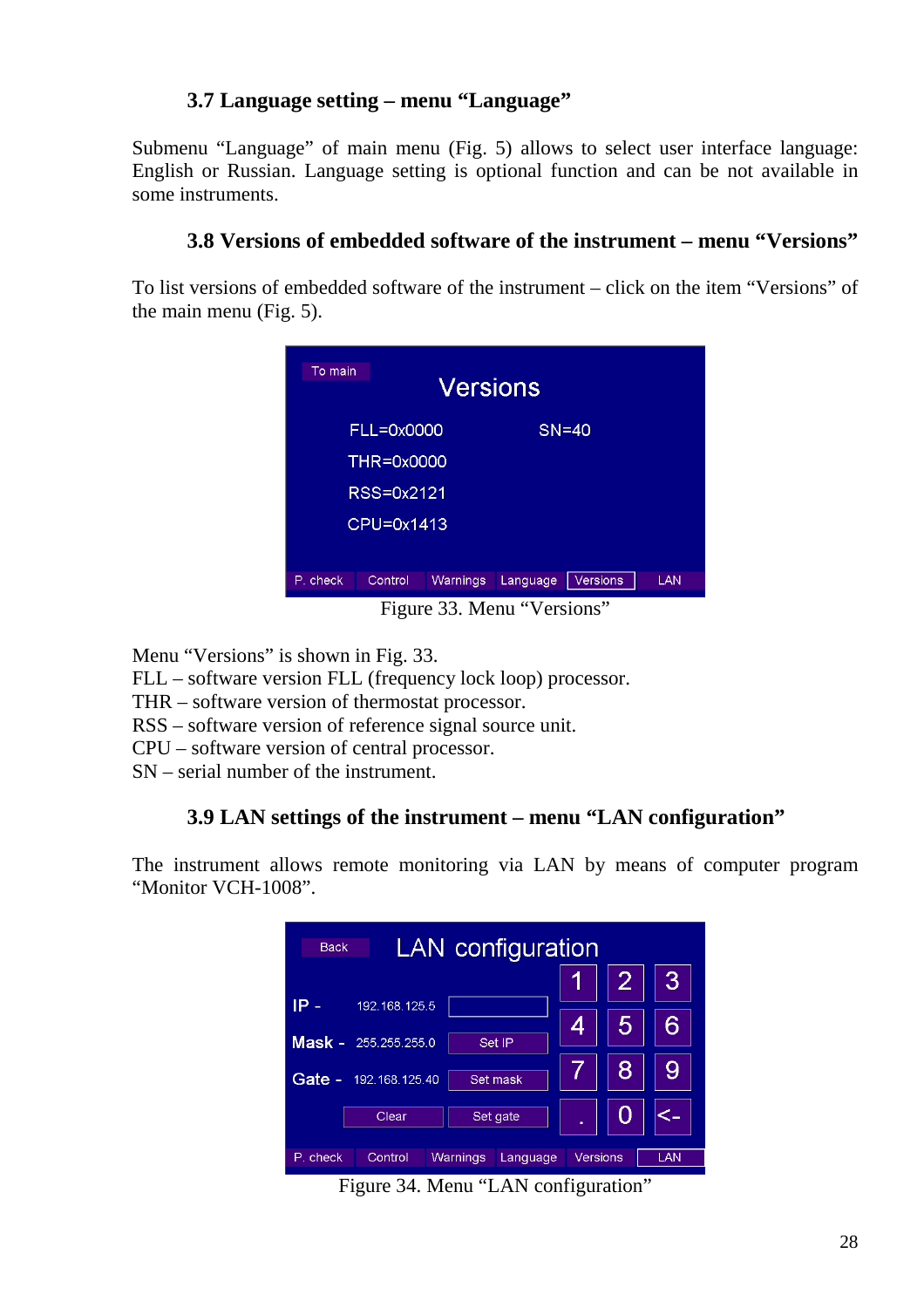### 3.7 Language setting – menu "Language"

Submenu "Language" of main menu (Fig. 5) allows to select user interface language: English or Russian. Language setting is optional function and can be not available in some instruments.

### 3.8 Versions of embedded software of the instrument – menu "Versions"

To list versions of embedded software of the instrument – click on the item "Versions" of the main menu (Fig. 5).

Figure 33. Menu "Versions"

Menu "Versions" is shown in Fig. 33.
FLL – software version FLL (frequency lock loop) processor.
THR – software version of thermostat processor.
RSS – software version of reference signal source unit.
CPU – software version of central processor.
SN – serial number of the instrument.

### 3.9 LAN settings of the instrument – menu "LAN configuration"

The instrument allows remote monitoring via LAN by means of computer program "Monitor VCH-1008".

Figure 34. Menu "LAN configuration"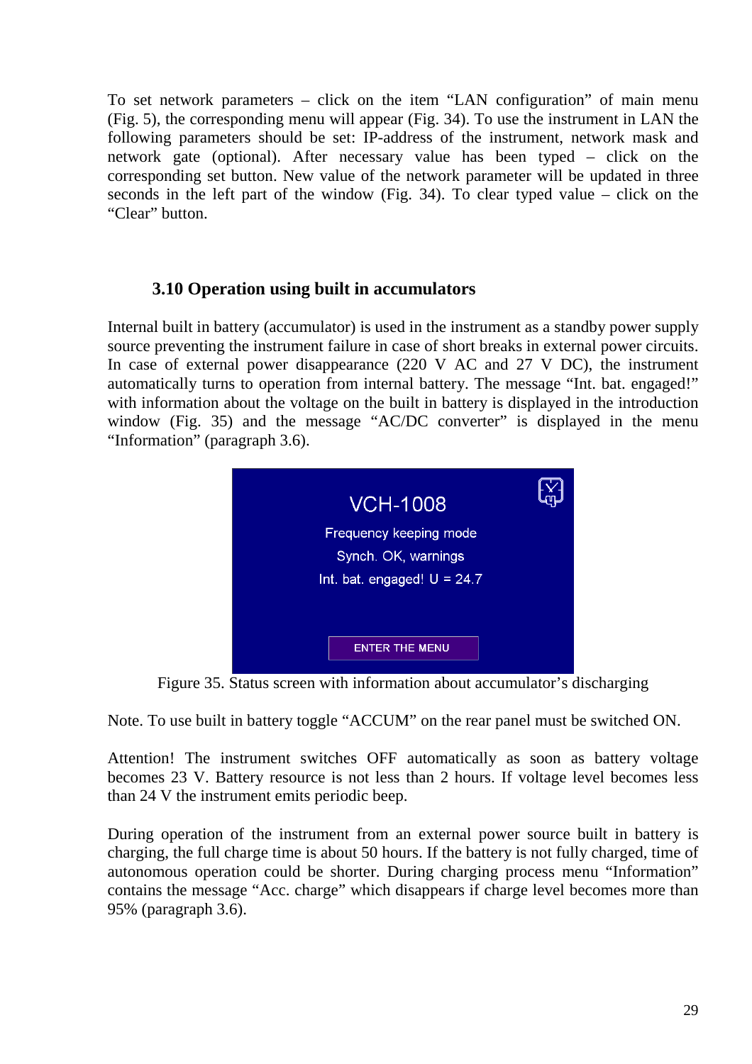To set network parameters – click on the item "LAN configuration" of main menu (Fig. 5), the corresponding menu will appear (Fig. 34). To use the instrument in LAN the following parameters should be set: IP-address of the instrument, network mask and network gate (optional). After necessary value has been typed – click on the corresponding set button. New value of the network parameter will be updated in three seconds in the left part of the window (Fig. 34). To clear typed value – click on the "Clear" button.

### 3.10 Operation using built in accumulators

Internal built in battery (accumulator) is used in the instrument as a standby power supply source preventing the instrument failure in case of short breaks in external power circuits. In case of external power disappearance (220 V AC and 27 V DC), the instrument automatically turns to operation from internal battery. The message "Int. bat. engaged!" with information about the voltage on the built in battery is displayed in the introduction window (Fig. 35) and the message "AC/DC converter" is displayed in the menu "Information" (paragraph 3.6).

VCH-1008

Frequency keeping mode

Synch. OK, warnings

Int. bat. engaged! U = 24.7

ENTER THE MENU

Figure 35. Status screen with information about accumulator's discharging

Note. To use built in battery toggle "ACCUM" on the rear panel must be switched ON.

Attention! The instrument switches OFF automatically as soon as battery voltage becomes 23 V. Battery resource is not less than 2 hours. If voltage level becomes less than 24 V the instrument emits periodic beep.

During operation of the instrument from an external power source built in battery is charging, the full charge time is about 50 hours. If the battery is not fully charged, time of autonomous operation could be shorter. During charging process menu "Information" contains the message "Acc. charge" which disappears if charge level becomes more than 95% (paragraph 3.6).